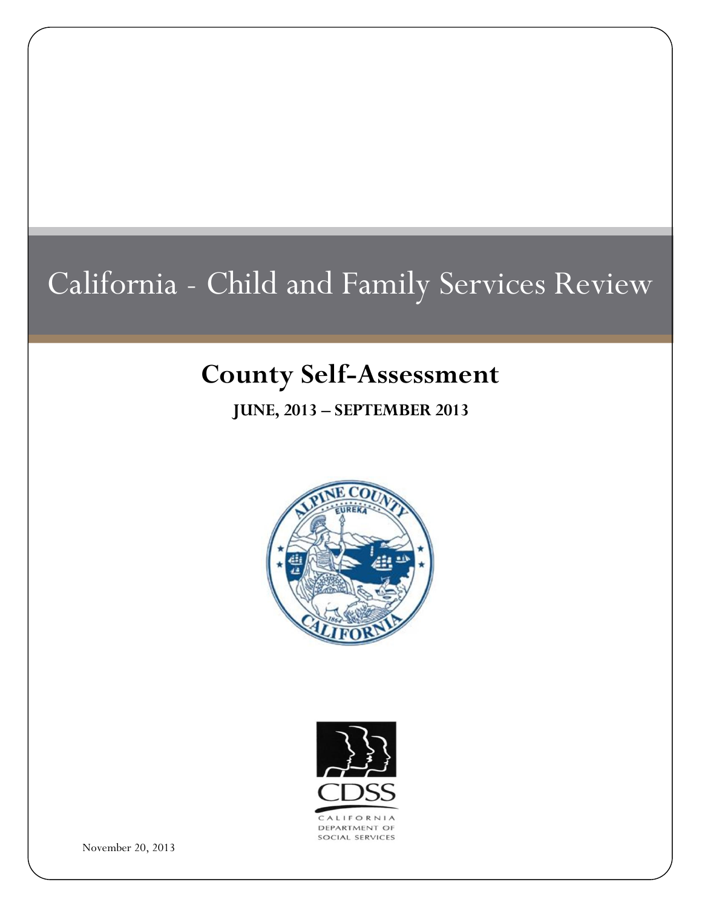# California - Child and Family Services Review

## County Self-Assessment

**JUNE, 2013 – SEPTEMBER 2013**

November 20, 2013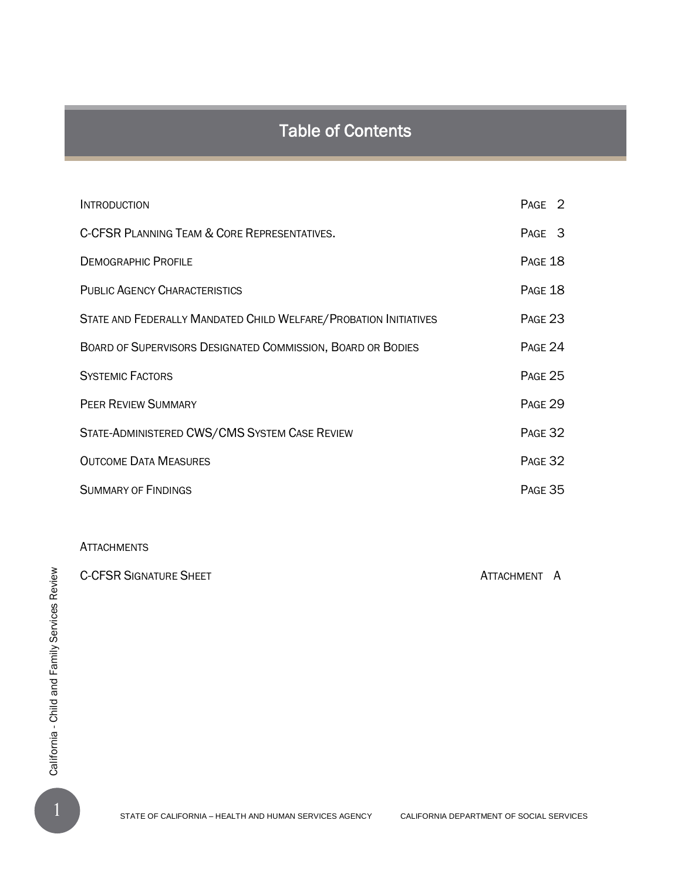# Table of Contents

| | |
|---|---|
| INTRODUCTION | PAGE 2 |
| C-CFSR PLANNING TEAM & CORE REPRESENTATIVES. | PAGE 3 |
| DEMOGRAPHIC PROFILE | PAGE 18 |
| PUBLIC AGENCY CHARACTERISTICS | PAGE 18 |
| STATE AND FEDERALLY MANDATED CHILD WELFARE/PROBATION INITIATIVES | PAGE 23 |
| BOARD OF SUPERVISORS DESIGNATED COMMISSION, BOARD OR BODIES | PAGE 24 |
| SYSTEMIC FACTORS | PAGE 25 |
| PEER REVIEW SUMMARY | PAGE 29 |
| STATE-ADMINISTERED CWS/CMS SYSTEM CASE REVIEW | PAGE 32 |
| OUTCOME DATA MEASURES | PAGE 32 |
| SUMMARY OF FINDINGS | PAGE 35 |

ATTACHMENTS

| | |
|---|---|
| C-CFSR SIGNATURE SHEET | ATTACHMENT A |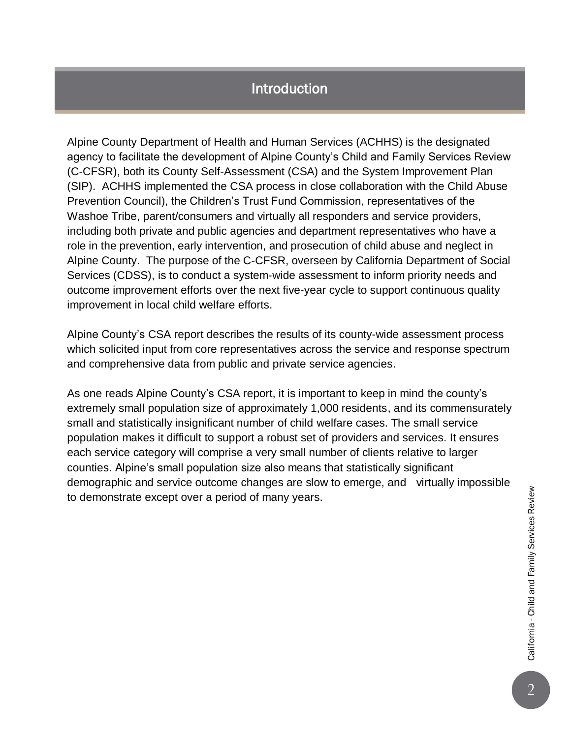# Introduction

Alpine County Department of Health and Human Services (ACHHS) is the designated agency to facilitate the development of Alpine County's Child and Family Services Review (C-CFSR), both its County Self-Assessment (CSA) and the System Improvement Plan (SIP). ACHHS implemented the CSA process in close collaboration with the Child Abuse Prevention Council), the Children's Trust Fund Commission, representatives of the Washoe Tribe, parent/consumers and virtually all responders and service providers, including both private and public agencies and department representatives who have a role in the prevention, early intervention, and prosecution of child abuse and neglect in Alpine County. The purpose of the C-CFSR, overseen by California Department of Social Services (CDSS), is to conduct a system-wide assessment to inform priority needs and outcome improvement efforts over the next five-year cycle to support continuous quality improvement in local child welfare efforts.

Alpine County's CSA report describes the results of its county-wide assessment process which solicited input from core representatives across the service and response spectrum and comprehensive data from public and private service agencies.

As one reads Alpine County's CSA report, it is important to keep in mind the county's extremely small population size of approximately 1,000 residents, and its commensurately small and statistically insignificant number of child welfare cases. The small service population makes it difficult to support a robust set of providers and services. It ensures each service category will comprise a very small number of clients relative to larger counties. Alpine's small population size also means that statistically significant demographic and service outcome changes are slow to emerge, and virtually impossible to demonstrate except over a period of many years.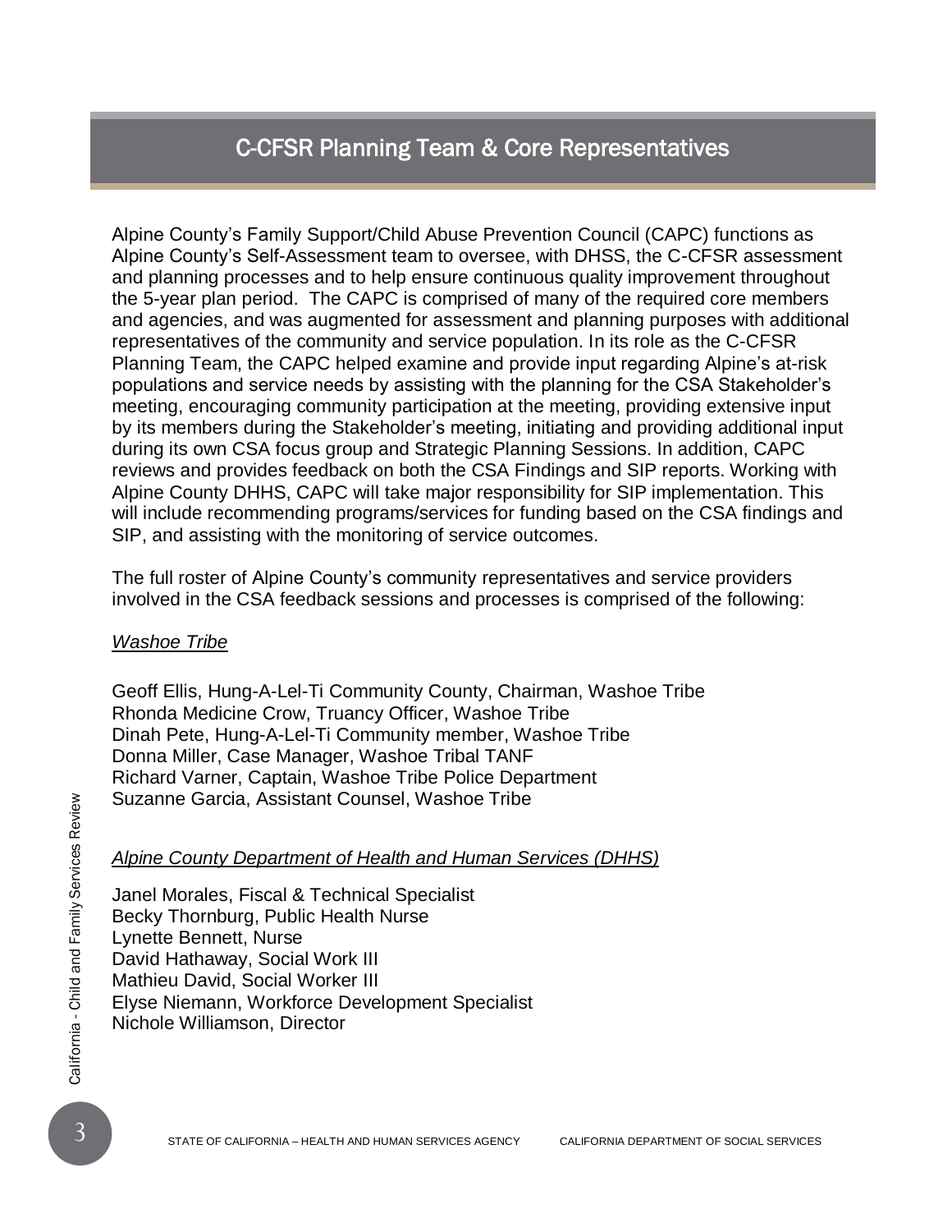# C-CFSR Planning Team & Core Representatives

Alpine County's Family Support/Child Abuse Prevention Council (CAPC) functions as Alpine County's Self-Assessment team to oversee, with DHSS, the C-CFSR assessment and planning processes and to help ensure continuous quality improvement throughout the 5-year plan period. The CAPC is comprised of many of the required core members and agencies, and was augmented for assessment and planning purposes with additional representatives of the community and service population. In its role as the C-CFSR Planning Team, the CAPC helped examine and provide input regarding Alpine's at-risk populations and service needs by assisting with the planning for the CSA Stakeholder's meeting, encouraging community participation at the meeting, providing extensive input by its members during the Stakeholder's meeting, initiating and providing additional input during its own CSA focus group and Strategic Planning Sessions. In addition, CAPC reviews and provides feedback on both the CSA Findings and SIP reports. Working with Alpine County DHHS, CAPC will take major responsibility for SIP implementation. This will include recommending programs/services for funding based on the CSA findings and SIP, and assisting with the monitoring of service outcomes.

The full roster of Alpine County's community representatives and service providers involved in the CSA feedback sessions and processes is comprised of the following:

*<u>Washoe Tribe</u>*

Geoff Ellis, Hung-A-Lel-Ti Community County, Chairman, Washoe Tribe
Rhonda Medicine Crow, Truancy Officer, Washoe Tribe
Dinah Pete, Hung-A-Lel-Ti Community member, Washoe Tribe
Donna Miller, Case Manager, Washoe Tribal TANF
Richard Varner, Captain, Washoe Tribe Police Department
Suzanne Garcia, Assistant Counsel, Washoe Tribe

*<u>Alpine County Department of Health and Human Services (DHHS)</u>*

Janel Morales, Fiscal & Technical Specialist
Becky Thornburg, Public Health Nurse
Lynette Bennett, Nurse
David Hathaway, Social Work III
Mathieu David, Social Worker III
Elyse Niemann, Workforce Development Specialist
Nichole Williamson, Director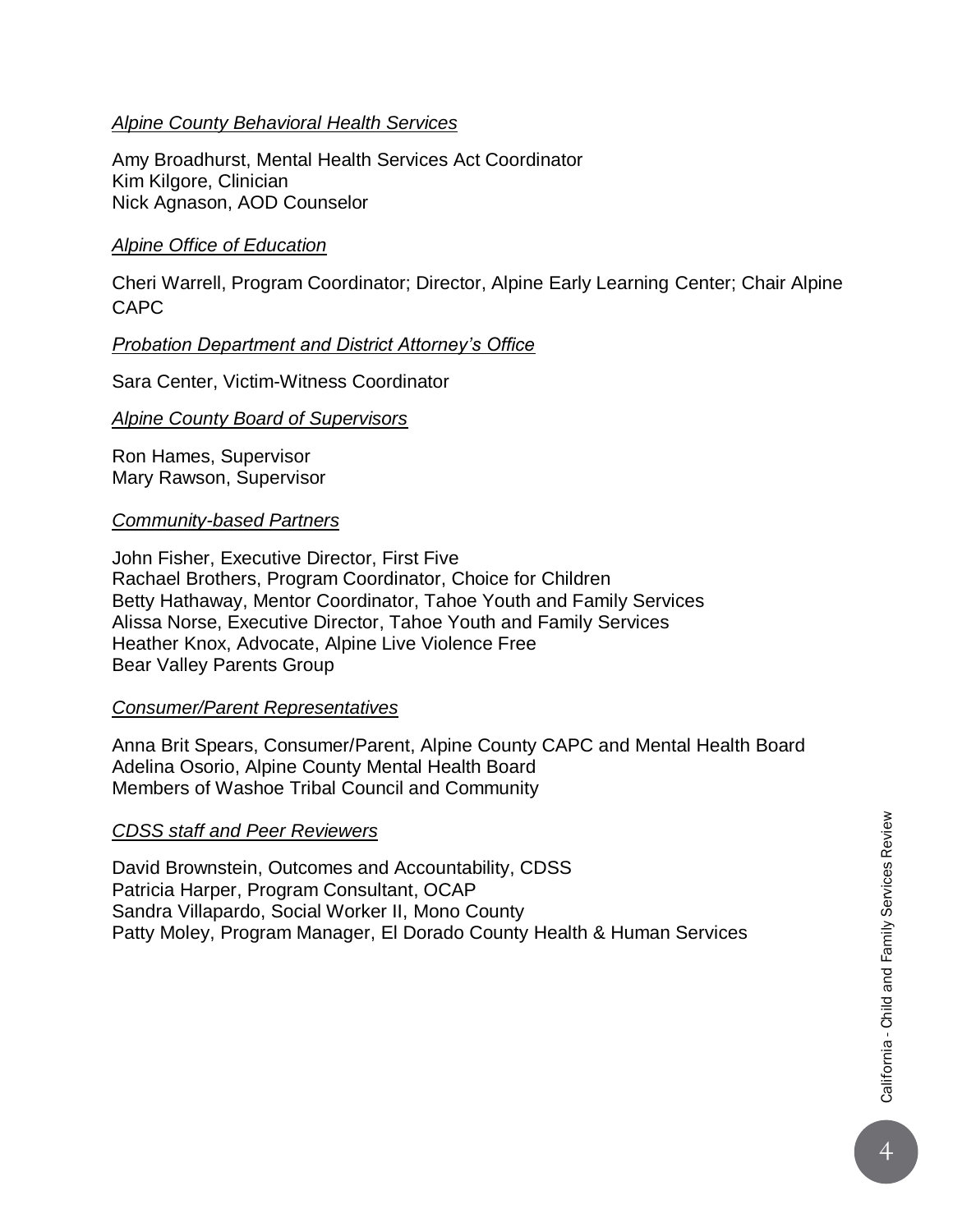*Alpine County Behavioral Health Services*

Amy Broadhurst, Mental Health Services Act Coordinator
Kim Kilgore, Clinician
Nick Agnason, AOD Counselor

*Alpine Office of Education*

Cheri Warrell, Program Coordinator; Director, Alpine Early Learning Center; Chair Alpine CAPC

*Probation Department and District Attorney's Office*

Sara Center, Victim-Witness Coordinator

*Alpine County Board of Supervisors*

Ron Hames, Supervisor
Mary Rawson, Supervisor

*Community-based Partners*

John Fisher, Executive Director, First Five
Rachael Brothers, Program Coordinator, Choice for Children
Betty Hathaway, Mentor Coordinator, Tahoe Youth and Family Services
Alissa Norse, Executive Director, Tahoe Youth and Family Services
Heather Knox, Advocate, Alpine Live Violence Free
Bear Valley Parents Group

*Consumer/Parent Representatives*

Anna Brit Spears, Consumer/Parent, Alpine County CAPC and Mental Health Board
Adelina Osorio, Alpine County Mental Health Board
Members of Washoe Tribal Council and Community

*CDSS staff and Peer Reviewers*

David Brownstein, Outcomes and Accountability, CDSS
Patricia Harper, Program Consultant, OCAP
Sandra Villapardo, Social Worker II, Mono County
Patty Moley, Program Manager, El Dorado County Health & Human Services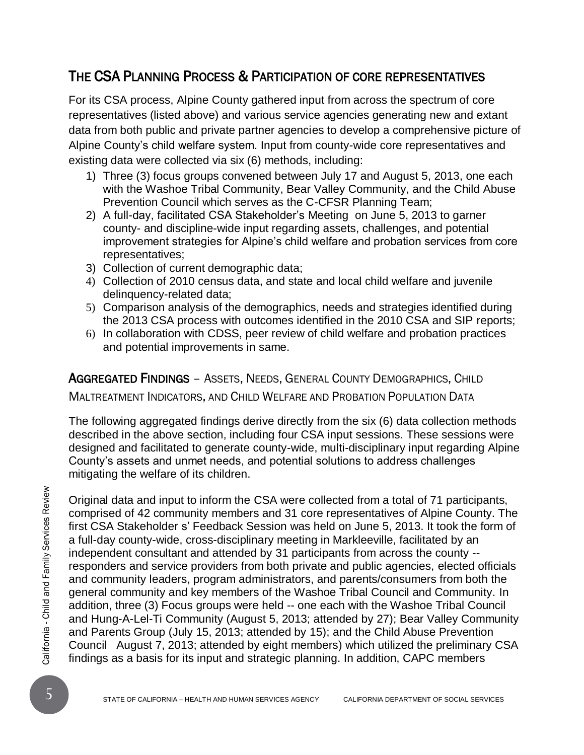## THE CSA PLANNING PROCESS & PARTICIPATION OF CORE REPRESENTATIVES

For its CSA process, Alpine County gathered input from across the spectrum of core representatives (listed above) and various service agencies generating new and extant data from both public and private partner agencies to develop a comprehensive picture of Alpine County's child welfare system. Input from county-wide core representatives and existing data were collected via six (6) methods, including:

1) Three (3) focus groups convened between July 17 and August 5, 2013, one each with the Washoe Tribal Community, Bear Valley Community, and the Child Abuse Prevention Council which serves as the C-CFSR Planning Team;
2) A full-day, facilitated CSA Stakeholder's Meeting on June 5, 2013 to garner county- and discipline-wide input regarding assets, challenges, and potential improvement strategies for Alpine's child welfare and probation services from core representatives;
3) Collection of current demographic data;
4) Collection of 2010 census data, and state and local child welfare and juvenile delinquency-related data;
5) Comparison analysis of the demographics, needs and strategies identified during the 2013 CSA process with outcomes identified in the 2010 CSA and SIP reports;
6) In collaboration with CDSS, peer review of child welfare and probation practices and potential improvements in same.

## AGGREGATED FINDINGS – ASSETS, NEEDS, GENERAL COUNTY DEMOGRAPHICS, CHILD MALTREATMENT INDICATORS, AND CHILD WELFARE AND PROBATION POPULATION DATA

The following aggregated findings derive directly from the six (6) data collection methods described in the above section, including four CSA input sessions. These sessions were designed and facilitated to generate county-wide, multi-disciplinary input regarding Alpine County's assets and unmet needs, and potential solutions to address challenges mitigating the welfare of its children.

Original data and input to inform the CSA were collected from a total of 71 participants, comprised of 42 community members and 31 core representatives of Alpine County. The first CSA Stakeholder s' Feedback Session was held on June 5, 2013. It took the form of a full-day county-wide, cross-disciplinary meeting in Markleeville, facilitated by an independent consultant and attended by 31 participants from across the county -- responders and service providers from both private and public agencies, elected officials and community leaders, program administrators, and parents/consumers from both the general community and key members of the Washoe Tribal Council and Community. In addition, three (3) Focus groups were held -- one each with the Washoe Tribal Council and Hung-A-Lel-Ti Community (August 5, 2013; attended by 27); Bear Valley Community and Parents Group (July 15, 2013; attended by 15); and the Child Abuse Prevention Council August 7, 2013; attended by eight members) which utilized the preliminary CSA findings as a basis for its input and strategic planning. In addition, CAPC members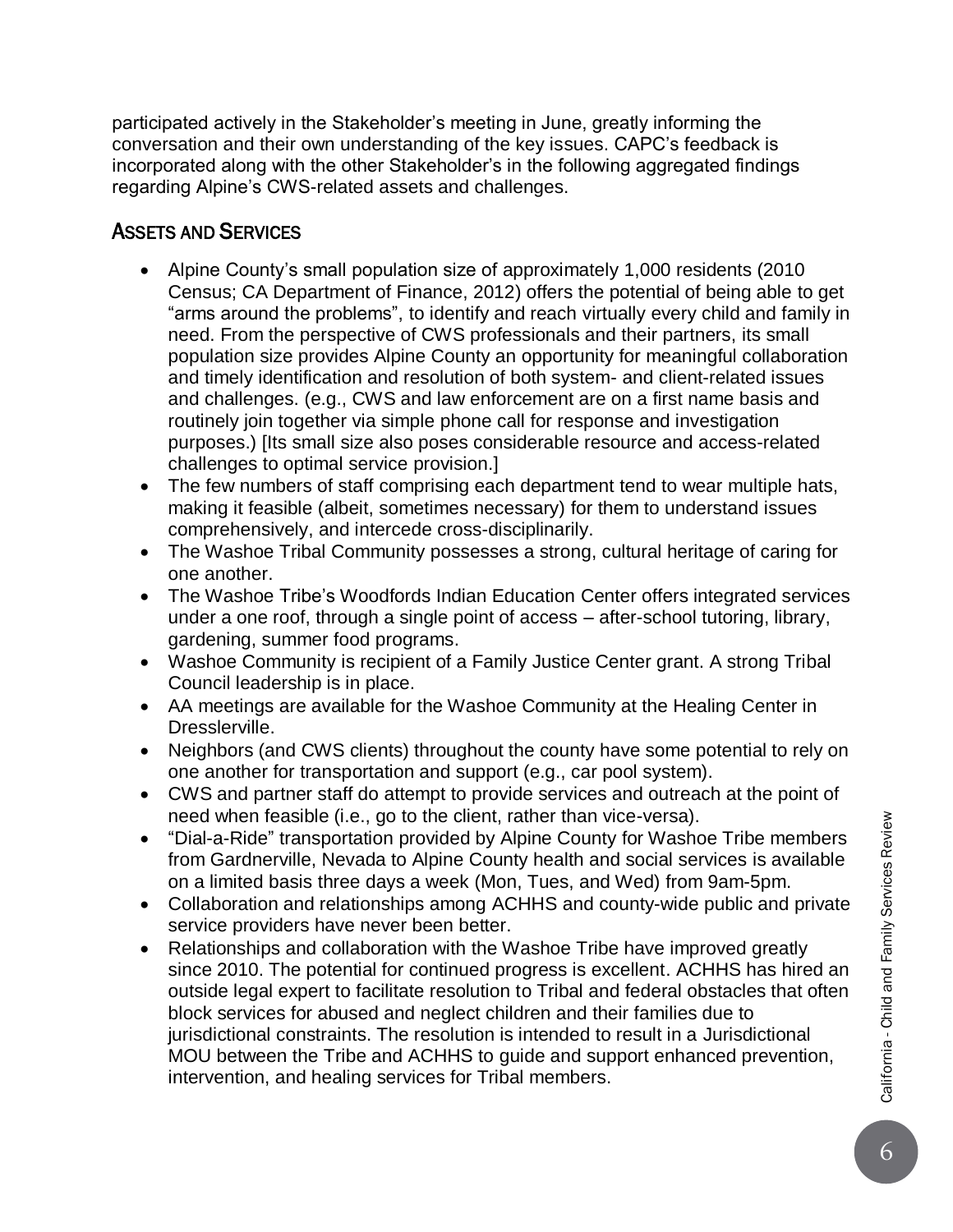participated actively in the Stakeholder's meeting in June, greatly informing the conversation and their own understanding of the key issues. CAPC's feedback is incorporated along with the other Stakeholder's in the following aggregated findings regarding Alpine's CWS-related assets and challenges.

## ASSETS AND SERVICES

- Alpine County's small population size of approximately 1,000 residents (2010 Census; CA Department of Finance, 2012) offers the potential of being able to get "arms around the problems", to identify and reach virtually every child and family in need. From the perspective of CWS professionals and their partners, its small population size provides Alpine County an opportunity for meaningful collaboration and timely identification and resolution of both system- and client-related issues and challenges. (e.g., CWS and law enforcement are on a first name basis and routinely join together via simple phone call for response and investigation purposes.) [Its small size also poses considerable resource and access-related challenges to optimal service provision.]
- The few numbers of staff comprising each department tend to wear multiple hats, making it feasible (albeit, sometimes necessary) for them to understand issues comprehensively, and intercede cross-disciplinarily.
- The Washoe Tribal Community possesses a strong, cultural heritage of caring for one another.
- The Washoe Tribe's Woodfords Indian Education Center offers integrated services under a one roof, through a single point of access – after-school tutoring, library, gardening, summer food programs.
- Washoe Community is recipient of a Family Justice Center grant. A strong Tribal Council leadership is in place.
- AA meetings are available for the Washoe Community at the Healing Center in Dresslerville.
- Neighbors (and CWS clients) throughout the county have some potential to rely on one another for transportation and support (e.g., car pool system).
- CWS and partner staff do attempt to provide services and outreach at the point of need when feasible (i.e., go to the client, rather than vice-versa).
- "Dial-a-Ride" transportation provided by Alpine County for Washoe Tribe members from Gardnerville, Nevada to Alpine County health and social services is available on a limited basis three days a week (Mon, Tues, and Wed) from 9am-5pm.
- Collaboration and relationships among ACHHS and county-wide public and private service providers have never been better.
- Relationships and collaboration with the Washoe Tribe have improved greatly since 2010. The potential for continued progress is excellent. ACHHS has hired an outside legal expert to facilitate resolution to Tribal and federal obstacles that often block services for abused and neglect children and their families due to jurisdictional constraints. The resolution is intended to result in a Jurisdictional MOU between the Tribe and ACHHS to guide and support enhanced prevention, intervention, and healing services for Tribal members.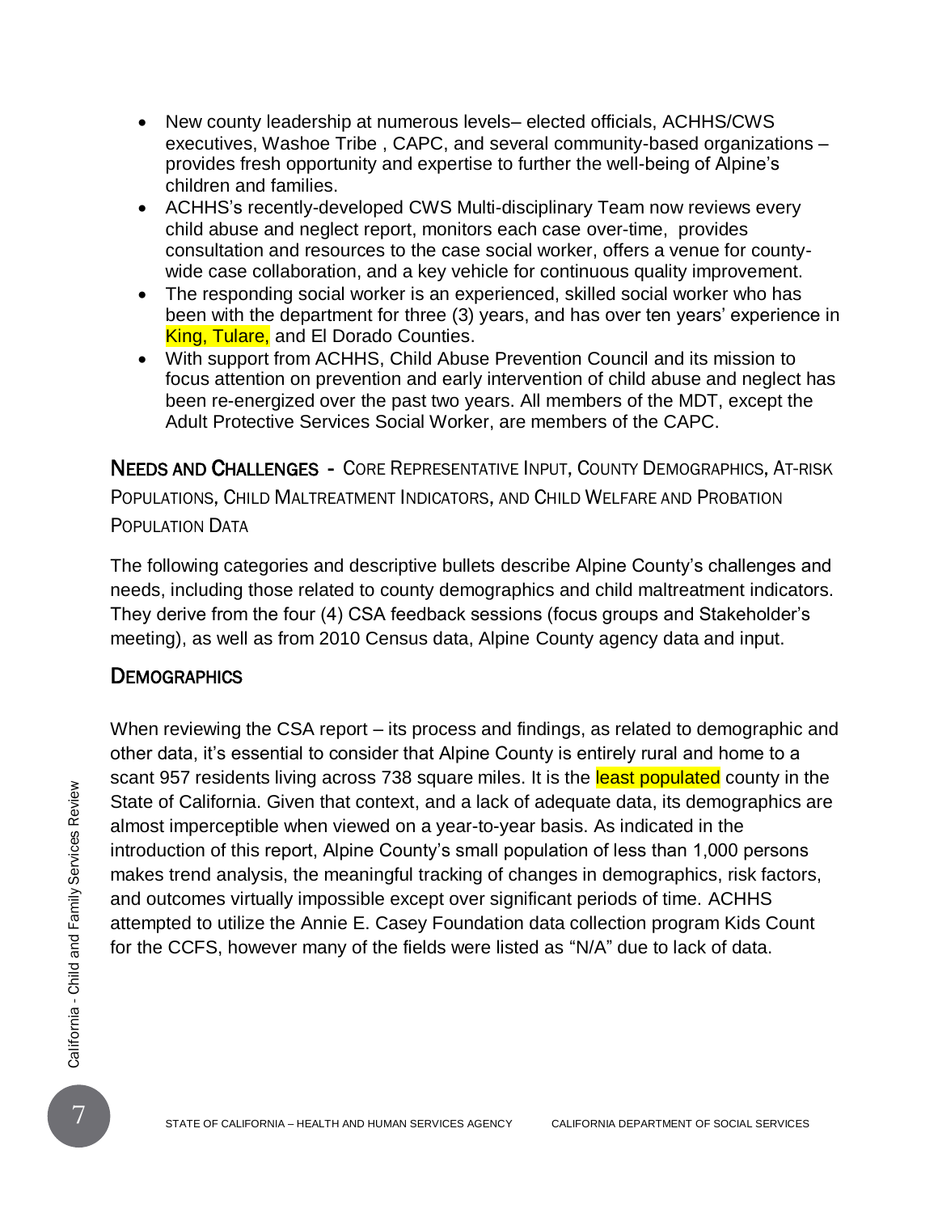- New county leadership at numerous levels– elected officials, ACHHS/CWS executives, Washoe Tribe , CAPC, and several community-based organizations – provides fresh opportunity and expertise to further the well-being of Alpine's children and families.
- ACHHS's recently-developed CWS Multi-disciplinary Team now reviews every child abuse and neglect report, monitors each case over-time, provides consultation and resources to the case social worker, offers a venue for county-wide case collaboration, and a key vehicle for continuous quality improvement.
- The responding social worker is an experienced, skilled social worker who has been with the department for three (3) years, and has over ten years' experience in King, Tulare, and El Dorado Counties.
- With support from ACHHS, Child Abuse Prevention Council and its mission to focus attention on prevention and early intervention of child abuse and neglect has been re-energized over the past two years. All members of the MDT, except the Adult Protective Services Social Worker, are members of the CAPC.

## NEEDS AND CHALLENGES - CORE REPRESENTATIVE INPUT, COUNTY DEMOGRAPHICS, AT-RISK POPULATIONS, CHILD MALTREATMENT INDICATORS, AND CHILD WELFARE AND PROBATION POPULATION DATA

The following categories and descriptive bullets describe Alpine County's challenges and needs, including those related to county demographics and child maltreatment indicators. They derive from the four (4) CSA feedback sessions (focus groups and Stakeholder's meeting), as well as from 2010 Census data, Alpine County agency data and input.

### DEMOGRAPHICS

When reviewing the CSA report – its process and findings, as related to demographic and other data, it's essential to consider that Alpine County is entirely rural and home to a scant 957 residents living across 738 square miles. It is the least populated county in the State of California. Given that context, and a lack of adequate data, its demographics are almost imperceptible when viewed on a year-to-year basis. As indicated in the introduction of this report, Alpine County's small population of less than 1,000 persons makes trend analysis, the meaningful tracking of changes in demographics, risk factors, and outcomes virtually impossible except over significant periods of time. ACHHS attempted to utilize the Annie E. Casey Foundation data collection program Kids Count for the CCFS, however many of the fields were listed as "N/A" due to lack of data.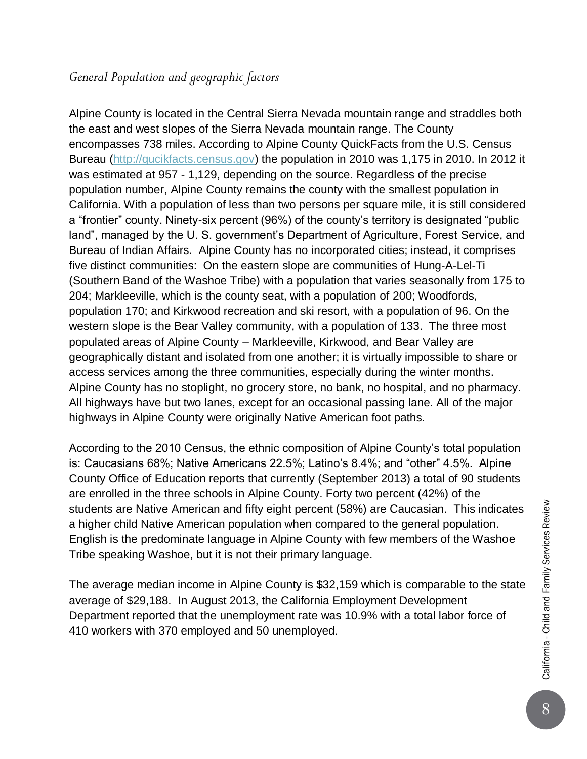## *General Population and geographic factors*

Alpine County is located in the Central Sierra Nevada mountain range and straddles both the east and west slopes of the Sierra Nevada mountain range. The County encompasses 738 miles. According to Alpine County QuickFacts from the U.S. Census Bureau (http://qucikfacts.census.gov) the population in 2010 was 1,175 in 2010. In 2012 it was estimated at 957 - 1,129, depending on the source. Regardless of the precise population number, Alpine County remains the county with the smallest population in California. With a population of less than two persons per square mile, it is still considered a "frontier" county. Ninety-six percent (96%) of the county's territory is designated "public land", managed by the U. S. government's Department of Agriculture, Forest Service, and Bureau of Indian Affairs. Alpine County has no incorporated cities; instead, it comprises five distinct communities: On the eastern slope are communities of Hung-A-Lel-Ti (Southern Band of the Washoe Tribe) with a population that varies seasonally from 175 to 204; Markleeville, which is the county seat, with a population of 200; Woodfords, population 170; and Kirkwood recreation and ski resort, with a population of 96. On the western slope is the Bear Valley community, with a population of 133. The three most populated areas of Alpine County – Markleeville, Kirkwood, and Bear Valley are geographically distant and isolated from one another; it is virtually impossible to share or access services among the three communities, especially during the winter months. Alpine County has no stoplight, no grocery store, no bank, no hospital, and no pharmacy. All highways have but two lanes, except for an occasional passing lane. All of the major highways in Alpine County were originally Native American foot paths.

According to the 2010 Census, the ethnic composition of Alpine County's total population is: Caucasians 68%; Native Americans 22.5%; Latino's 8.4%; and "other" 4.5%. Alpine County Office of Education reports that currently (September 2013) a total of 90 students are enrolled in the three schools in Alpine County. Forty two percent (42%) of the students are Native American and fifty eight percent (58%) are Caucasian. This indicates a higher child Native American population when compared to the general population. English is the predominate language in Alpine County with few members of the Washoe Tribe speaking Washoe, but it is not their primary language.

The average median income in Alpine County is $32,159 which is comparable to the state average of $29,188. In August 2013, the California Employment Development Department reported that the unemployment rate was 10.9% with a total labor force of 410 workers with 370 employed and 50 unemployed.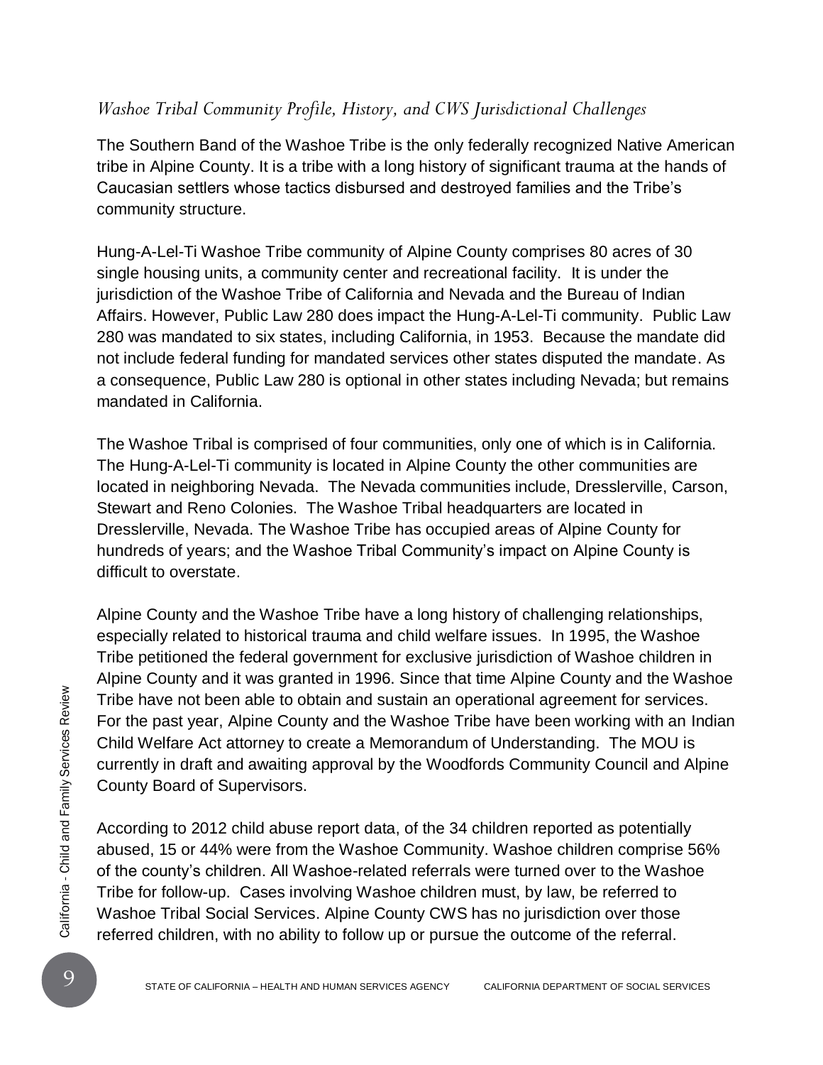### *Washoe Tribal Community Profile, History, and CWS Jurisdictional Challenges*

The Southern Band of the Washoe Tribe is the only federally recognized Native American tribe in Alpine County. It is a tribe with a long history of significant trauma at the hands of Caucasian settlers whose tactics disbursed and destroyed families and the Tribe's community structure.

Hung-A-Lel-Ti Washoe Tribe community of Alpine County comprises 80 acres of 30 single housing units, a community center and recreational facility. It is under the jurisdiction of the Washoe Tribe of California and Nevada and the Bureau of Indian Affairs. However, Public Law 280 does impact the Hung-A-Lel-Ti community. Public Law 280 was mandated to six states, including California, in 1953. Because the mandate did not include federal funding for mandated services other states disputed the mandate. As a consequence, Public Law 280 is optional in other states including Nevada; but remains mandated in California.

The Washoe Tribal is comprised of four communities, only one of which is in California. The Hung-A-Lel-Ti community is located in Alpine County the other communities are located in neighboring Nevada. The Nevada communities include, Dresslerville, Carson, Stewart and Reno Colonies. The Washoe Tribal headquarters are located in Dresslerville, Nevada. The Washoe Tribe has occupied areas of Alpine County for hundreds of years; and the Washoe Tribal Community's impact on Alpine County is difficult to overstate.

Alpine County and the Washoe Tribe have a long history of challenging relationships, especially related to historical trauma and child welfare issues. In 1995, the Washoe Tribe petitioned the federal government for exclusive jurisdiction of Washoe children in Alpine County and it was granted in 1996. Since that time Alpine County and the Washoe Tribe have not been able to obtain and sustain an operational agreement for services. For the past year, Alpine County and the Washoe Tribe have been working with an Indian Child Welfare Act attorney to create a Memorandum of Understanding. The MOU is currently in draft and awaiting approval by the Woodfords Community Council and Alpine County Board of Supervisors.

According to 2012 child abuse report data, of the 34 children reported as potentially abused, 15 or 44% were from the Washoe Community. Washoe children comprise 56% of the county's children. All Washoe-related referrals were turned over to the Washoe Tribe for follow-up. Cases involving Washoe children must, by law, be referred to Washoe Tribal Social Services. Alpine County CWS has no jurisdiction over those referred children, with no ability to follow up or pursue the outcome of the referral.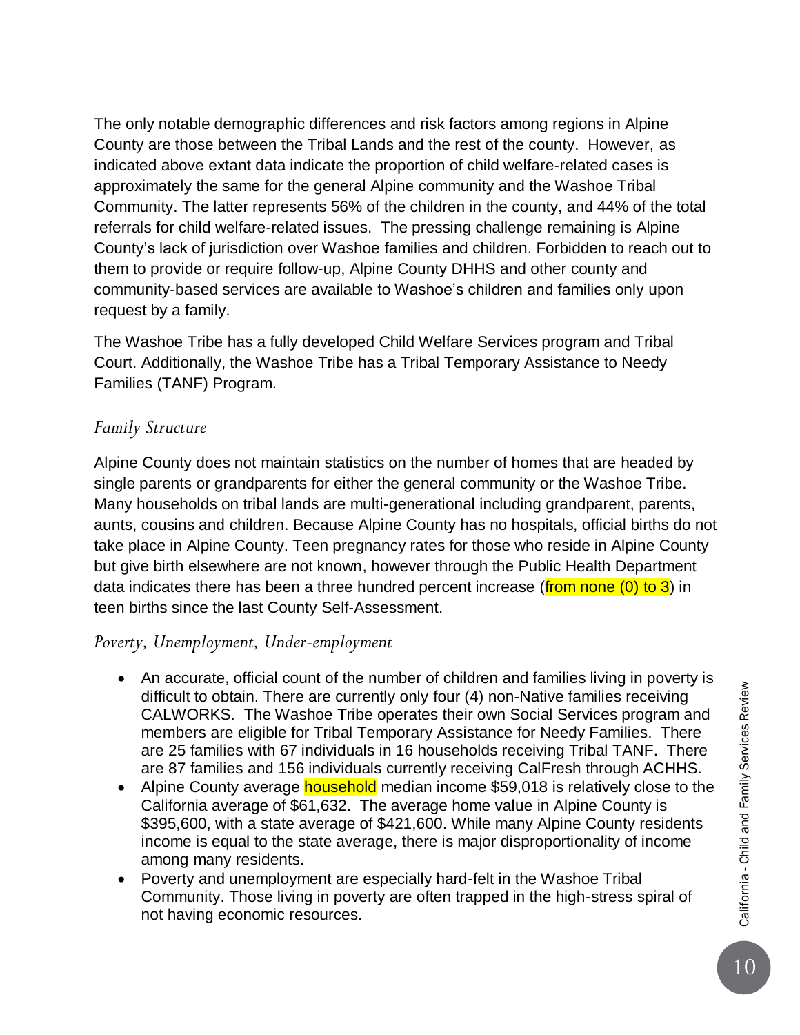The only notable demographic differences and risk factors among regions in Alpine County are those between the Tribal Lands and the rest of the county. However, as indicated above extant data indicate the proportion of child welfare-related cases is approximately the same for the general Alpine community and the Washoe Tribal Community. The latter represents 56% of the children in the county, and 44% of the total referrals for child welfare-related issues. The pressing challenge remaining is Alpine County's lack of jurisdiction over Washoe families and children. Forbidden to reach out to them to provide or require follow-up, Alpine County DHHS and other county and community-based services are available to Washoe's children and families only upon request by a family.

The Washoe Tribe has a fully developed Child Welfare Services program and Tribal Court. Additionally, the Washoe Tribe has a Tribal Temporary Assistance to Needy Families (TANF) Program.

### *Family Structure*

Alpine County does not maintain statistics on the number of homes that are headed by single parents or grandparents for either the general community or the Washoe Tribe. Many households on tribal lands are multi-generational including grandparent, parents, aunts, cousins and children. Because Alpine County has no hospitals, official births do not take place in Alpine County. Teen pregnancy rates for those who reside in Alpine County but give birth elsewhere are not known, however through the Public Health Department data indicates there has been a three hundred percent increase (from none (0) to 3) in teen births since the last County Self-Assessment.

### *Poverty, Unemployment, Under-employment*

- An accurate, official count of the number of children and families living in poverty is difficult to obtain. There are currently only four (4) non-Native families receiving CALWORKS. The Washoe Tribe operates their own Social Services program and members are eligible for Tribal Temporary Assistance for Needy Families. There are 25 families with 67 individuals in 16 households receiving Tribal TANF. There are 87 families and 156 individuals currently receiving CalFresh through ACHHS.
- Alpine County average household median income $59,018 is relatively close to the California average of $61,632. The average home value in Alpine County is $395,600, with a state average of $421,600. While many Alpine County residents income is equal to the state average, there is major disproportionality of income among many residents.
- Poverty and unemployment are especially hard-felt in the Washoe Tribal Community. Those living in poverty are often trapped in the high-stress spiral of not having economic resources.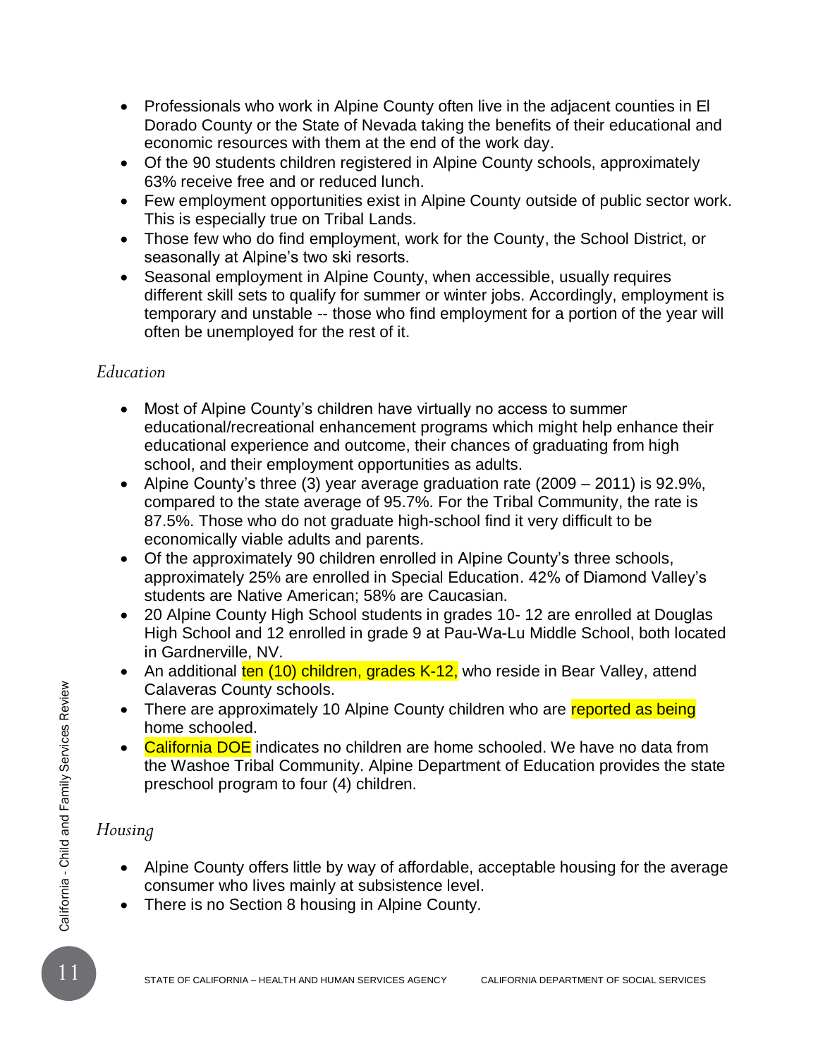- Professionals who work in Alpine County often live in the adjacent counties in El Dorado County or the State of Nevada taking the benefits of their educational and economic resources with them at the end of the work day.
- Of the 90 students children registered in Alpine County schools, approximately 63% receive free and or reduced lunch.
- Few employment opportunities exist in Alpine County outside of public sector work. This is especially true on Tribal Lands.
- Those few who do find employment, work for the County, the School District, or seasonally at Alpine's two ski resorts.
- Seasonal employment in Alpine County, when accessible, usually requires different skill sets to qualify for summer or winter jobs. Accordingly, employment is temporary and unstable -- those who find employment for a portion of the year will often be unemployed for the rest of it.

### *Education*

- Most of Alpine County's children have virtually no access to summer educational/recreational enhancement programs which might help enhance their educational experience and outcome, their chances of graduating from high school, and their employment opportunities as adults.
- Alpine County's three (3) year average graduation rate (2009 – 2011) is 92.9%, compared to the state average of 95.7%. For the Tribal Community, the rate is 87.5%. Those who do not graduate high-school find it very difficult to be economically viable adults and parents.
- Of the approximately 90 children enrolled in Alpine County's three schools, approximately 25% are enrolled in Special Education. 42% of Diamond Valley's students are Native American; 58% are Caucasian.
- 20 Alpine County High School students in grades 10- 12 are enrolled at Douglas High School and 12 enrolled in grade 9 at Pau-Wa-Lu Middle School, both located in Gardnerville, NV.
- An additional ten (10) children, grades K-12, who reside in Bear Valley, attend Calaveras County schools.
- There are approximately 10 Alpine County children who are reported as being home schooled.
- California DOE indicates no children are home schooled. We have no data from the Washoe Tribal Community. Alpine Department of Education provides the state preschool program to four (4) children.

### *Housing*

- Alpine County offers little by way of affordable, acceptable housing for the average consumer who lives mainly at subsistence level.
- There is no Section 8 housing in Alpine County.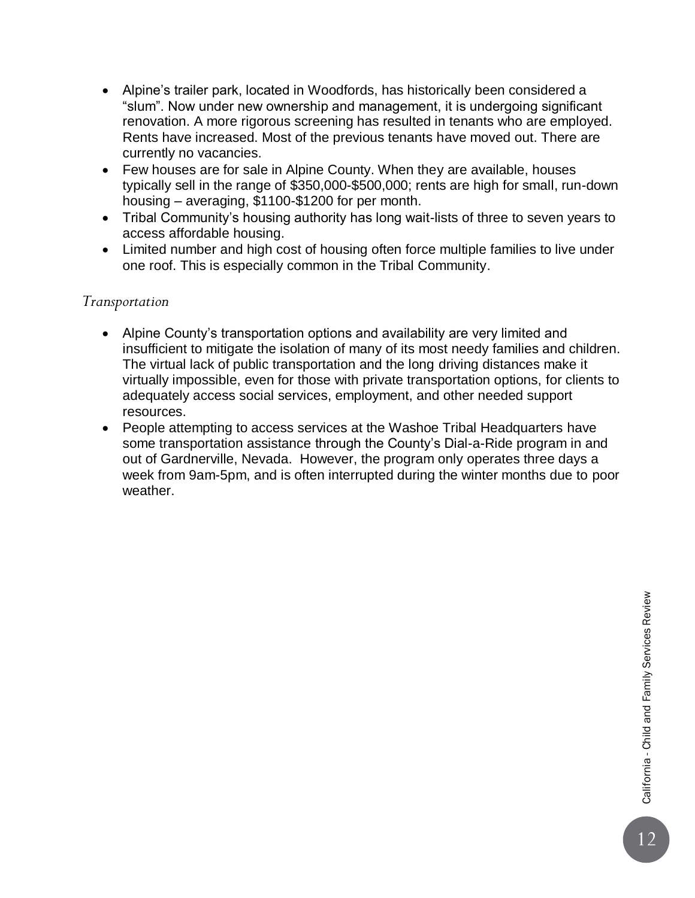- Alpine's trailer park, located in Woodfords, has historically been considered a "slum". Now under new ownership and management, it is undergoing significant renovation. A more rigorous screening has resulted in tenants who are employed. Rents have increased. Most of the previous tenants have moved out. There are currently no vacancies.
- Few houses are for sale in Alpine County. When they are available, houses typically sell in the range of $350,000-$500,000; rents are high for small, run-down housing – averaging, $1100-$1200 for per month.
- Tribal Community's housing authority has long wait-lists of three to seven years to access affordable housing.
- Limited number and high cost of housing often force multiple families to live under one roof. This is especially common in the Tribal Community.

### *Transportation*

- Alpine County's transportation options and availability are very limited and insufficient to mitigate the isolation of many of its most needy families and children. The virtual lack of public transportation and the long driving distances make it virtually impossible, even for those with private transportation options, for clients to adequately access social services, employment, and other needed support resources.
- People attempting to access services at the Washoe Tribal Headquarters have some transportation assistance through the County's Dial-a-Ride program in and out of Gardnerville, Nevada. However, the program only operates three days a week from 9am-5pm, and is often interrupted during the winter months due to poor weather.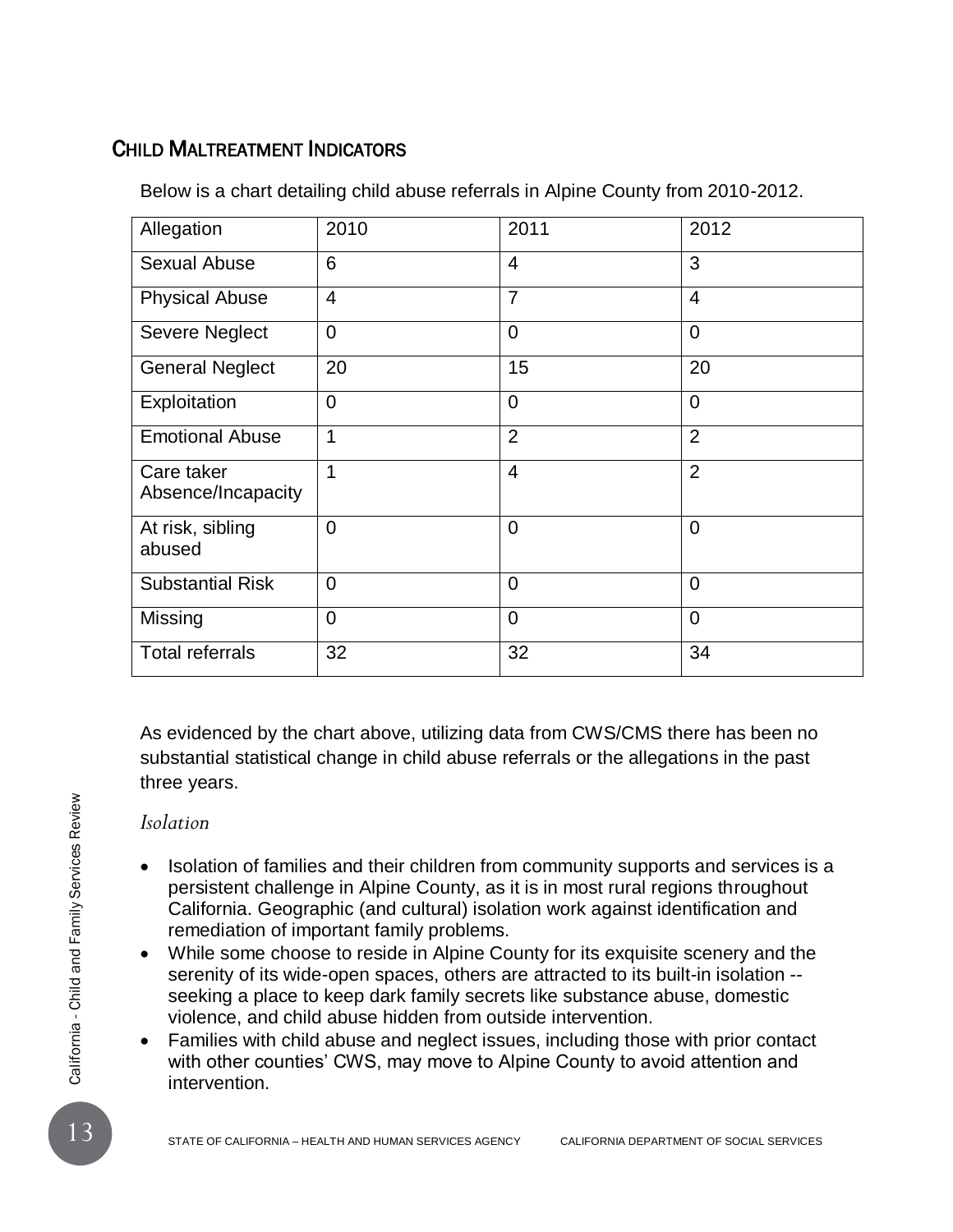## CHILD MALTREATMENT INDICATORS

Below is a chart detailing child abuse referrals in Alpine County from 2010-2012.

| Allegation | 2010 | 2011 | 2012 |
|---|---|---|---|
| Sexual Abuse | 6 | 4 | 3 |
| Physical Abuse | 4 | 7 | 4 |
| Severe Neglect | 0 | 0 | 0 |
| General Neglect | 20 | 15 | 20 |
| Exploitation | 0 | 0 | 0 |
| Emotional Abuse | 1 | 2 | 2 |
| Care taker Absence/Incapacity | 1 | 4 | 2 |
| At risk, sibling abused | 0 | 0 | 0 |
| Substantial Risk | 0 | 0 | 0 |
| Missing | 0 | 0 | 0 |
| Total referrals | 32 | 32 | 34 |

As evidenced by the chart above, utilizing data from CWS/CMS there has been no substantial statistical change in child abuse referrals or the allegations in the past three years.

*Isolation*

- Isolation of families and their children from community supports and services is a persistent challenge in Alpine County, as it is in most rural regions throughout California. Geographic (and cultural) isolation work against identification and remediation of important family problems.
- While some choose to reside in Alpine County for its exquisite scenery and the serenity of its wide-open spaces, others are attracted to its built-in isolation -- seeking a place to keep dark family secrets like substance abuse, domestic violence, and child abuse hidden from outside intervention.
- Families with child abuse and neglect issues, including those with prior contact with other counties' CWS, may move to Alpine County to avoid attention and intervention.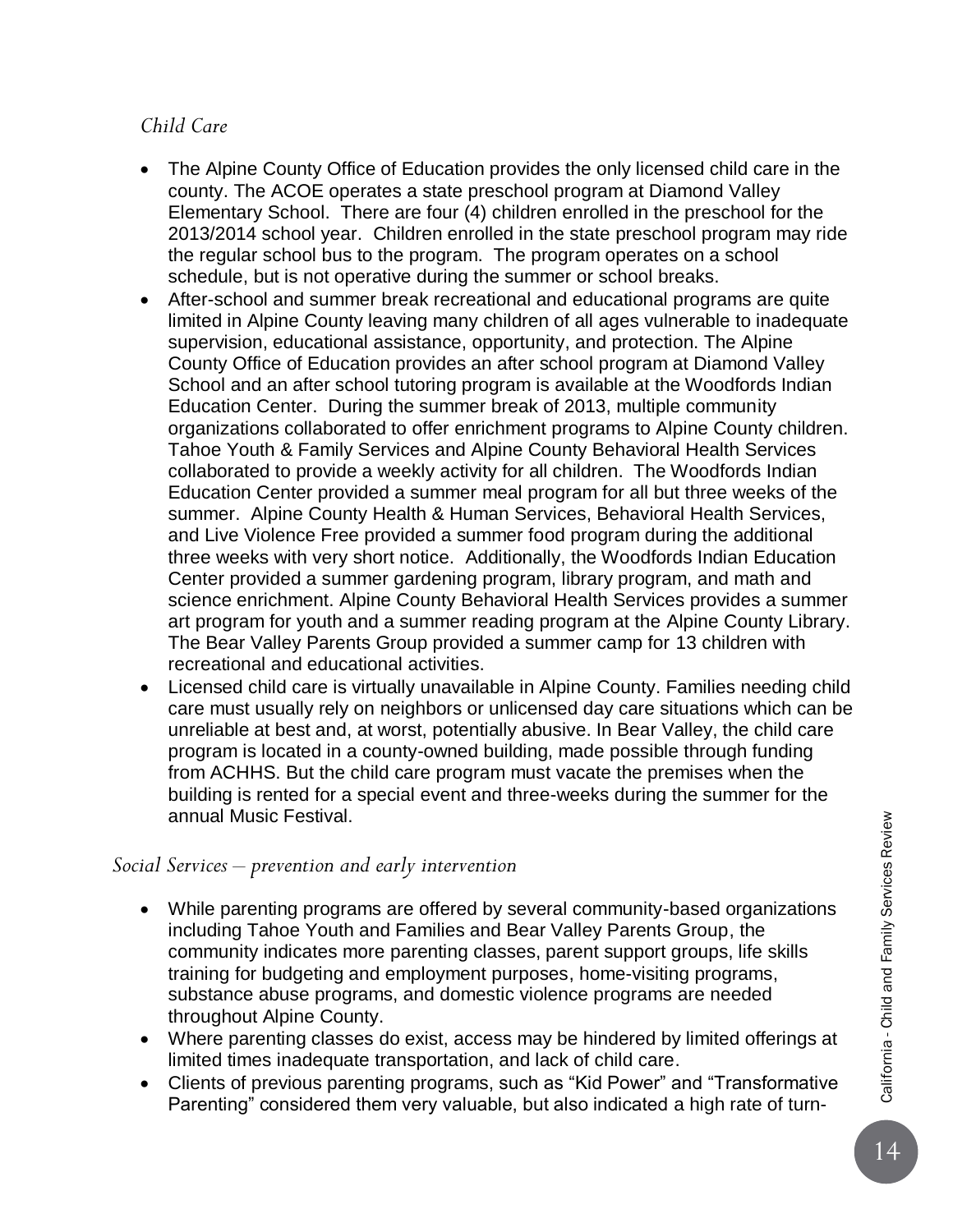### *Child Care*

- The Alpine County Office of Education provides the only licensed child care in the county. The ACOE operates a state preschool program at Diamond Valley Elementary School. There are four (4) children enrolled in the preschool for the 2013/2014 school year. Children enrolled in the state preschool program may ride the regular school bus to the program. The program operates on a school schedule, but is not operative during the summer or school breaks.
- After-school and summer break recreational and educational programs are quite limited in Alpine County leaving many children of all ages vulnerable to inadequate supervision, educational assistance, opportunity, and protection. The Alpine County Office of Education provides an after school program at Diamond Valley School and an after school tutoring program is available at the Woodfords Indian Education Center. During the summer break of 2013, multiple community organizations collaborated to offer enrichment programs to Alpine County children. Tahoe Youth & Family Services and Alpine County Behavioral Health Services collaborated to provide a weekly activity for all children. The Woodfords Indian Education Center provided a summer meal program for all but three weeks of the summer. Alpine County Health & Human Services, Behavioral Health Services, and Live Violence Free provided a summer food program during the additional three weeks with very short notice. Additionally, the Woodfords Indian Education Center provided a summer gardening program, library program, and math and science enrichment. Alpine County Behavioral Health Services provides a summer art program for youth and a summer reading program at the Alpine County Library. The Bear Valley Parents Group provided a summer camp for 13 children with recreational and educational activities.
- Licensed child care is virtually unavailable in Alpine County. Families needing child care must usually rely on neighbors or unlicensed day care situations which can be unreliable at best and, at worst, potentially abusive. In Bear Valley, the child care program is located in a county-owned building, made possible through funding from ACHHS. But the child care program must vacate the premises when the building is rented for a special event and three-weeks during the summer for the annual Music Festival.

### *Social Services – prevention and early intervention*

- While parenting programs are offered by several community-based organizations including Tahoe Youth and Families and Bear Valley Parents Group, the community indicates more parenting classes, parent support groups, life skills training for budgeting and employment purposes, home-visiting programs, substance abuse programs, and domestic violence programs are needed throughout Alpine County.
- Where parenting classes do exist, access may be hindered by limited offerings at limited times inadequate transportation, and lack of child care.
- Clients of previous parenting programs, such as "Kid Power" and "Transformative Parenting" considered them very valuable, but also indicated a high rate of turn-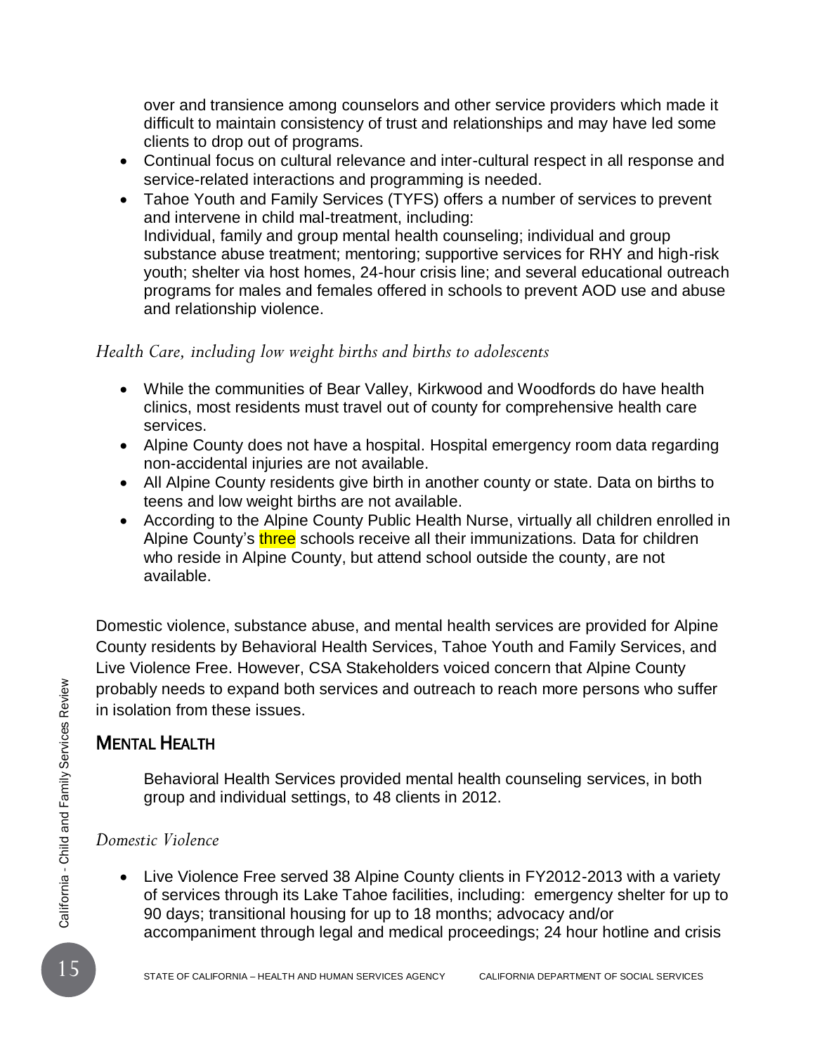over and transience among counselors and other service providers which made it difficult to maintain consistency of trust and relationships and may have led some clients to drop out of programs.

- Continual focus on cultural relevance and inter-cultural respect in all response and service-related interactions and programming is needed.
- Tahoe Youth and Family Services (TYFS) offers a number of services to prevent and intervene in child mal-treatment, including:
  Individual, family and group mental health counseling; individual and group substance abuse treatment; mentoring; supportive services for RHY and high-risk youth; shelter via host homes, 24-hour crisis line; and several educational outreach programs for males and females offered in schools to prevent AOD use and abuse and relationship violence.

*Health Care, including low weight births and births to adolescents*

- While the communities of Bear Valley, Kirkwood and Woodfords do have health clinics, most residents must travel out of county for comprehensive health care services.
- Alpine County does not have a hospital. Hospital emergency room data regarding non-accidental injuries are not available.
- All Alpine County residents give birth in another county or state. Data on births to teens and low weight births are not available.
- According to the Alpine County Public Health Nurse, virtually all children enrolled in Alpine County's three schools receive all their immunizations. Data for children who reside in Alpine County, but attend school outside the county, are not available.

Domestic violence, substance abuse, and mental health services are provided for Alpine County residents by Behavioral Health Services, Tahoe Youth and Family Services, and Live Violence Free. However, CSA Stakeholders voiced concern that Alpine County probably needs to expand both services and outreach to reach more persons who suffer in isolation from these issues.

## MENTAL HEALTH

Behavioral Health Services provided mental health counseling services, in both group and individual settings, to 48 clients in 2012.

*Domestic Violence*

- Live Violence Free served 38 Alpine County clients in FY2012-2013 with a variety of services through its Lake Tahoe facilities, including: emergency shelter for up to 90 days; transitional housing for up to 18 months; advocacy and/or accompaniment through legal and medical proceedings; 24 hour hotline and crisis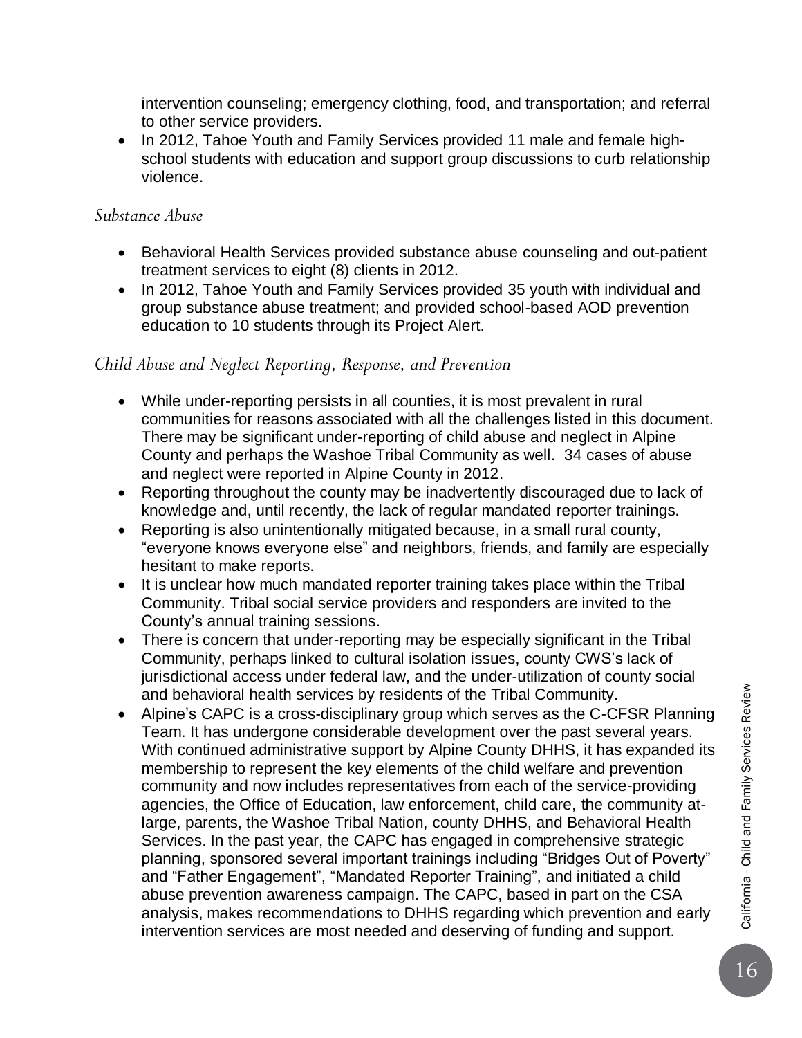intervention counseling; emergency clothing, food, and transportation; and referral to other service providers.

- In 2012, Tahoe Youth and Family Services provided 11 male and female high-school students with education and support group discussions to curb relationship violence.

### *Substance Abuse*

- Behavioral Health Services provided substance abuse counseling and out-patient treatment services to eight (8) clients in 2012.
- In 2012, Tahoe Youth and Family Services provided 35 youth with individual and group substance abuse treatment; and provided school-based AOD prevention education to 10 students through its Project Alert.

### *Child Abuse and Neglect Reporting, Response, and Prevention*

- While under-reporting persists in all counties, it is most prevalent in rural communities for reasons associated with all the challenges listed in this document. There may be significant under-reporting of child abuse and neglect in Alpine County and perhaps the Washoe Tribal Community as well. 34 cases of abuse and neglect were reported in Alpine County in 2012.
- Reporting throughout the county may be inadvertently discouraged due to lack of knowledge and, until recently, the lack of regular mandated reporter trainings.
- Reporting is also unintentionally mitigated because, in a small rural county, "everyone knows everyone else" and neighbors, friends, and family are especially hesitant to make reports.
- It is unclear how much mandated reporter training takes place within the Tribal Community. Tribal social service providers and responders are invited to the County's annual training sessions.
- There is concern that under-reporting may be especially significant in the Tribal Community, perhaps linked to cultural isolation issues, county CWS's lack of jurisdictional access under federal law, and the under-utilization of county social and behavioral health services by residents of the Tribal Community.
- Alpine's CAPC is a cross-disciplinary group which serves as the C-CFSR Planning Team. It has undergone considerable development over the past several years. With continued administrative support by Alpine County DHHS, it has expanded its membership to represent the key elements of the child welfare and prevention community and now includes representatives from each of the service-providing agencies, the Office of Education, law enforcement, child care, the community at-large, parents, the Washoe Tribal Nation, county DHHS, and Behavioral Health Services. In the past year, the CAPC has engaged in comprehensive strategic planning, sponsored several important trainings including "Bridges Out of Poverty" and "Father Engagement", "Mandated Reporter Training", and initiated a child abuse prevention awareness campaign. The CAPC, based in part on the CSA analysis, makes recommendations to DHHS regarding which prevention and early intervention services are most needed and deserving of funding and support.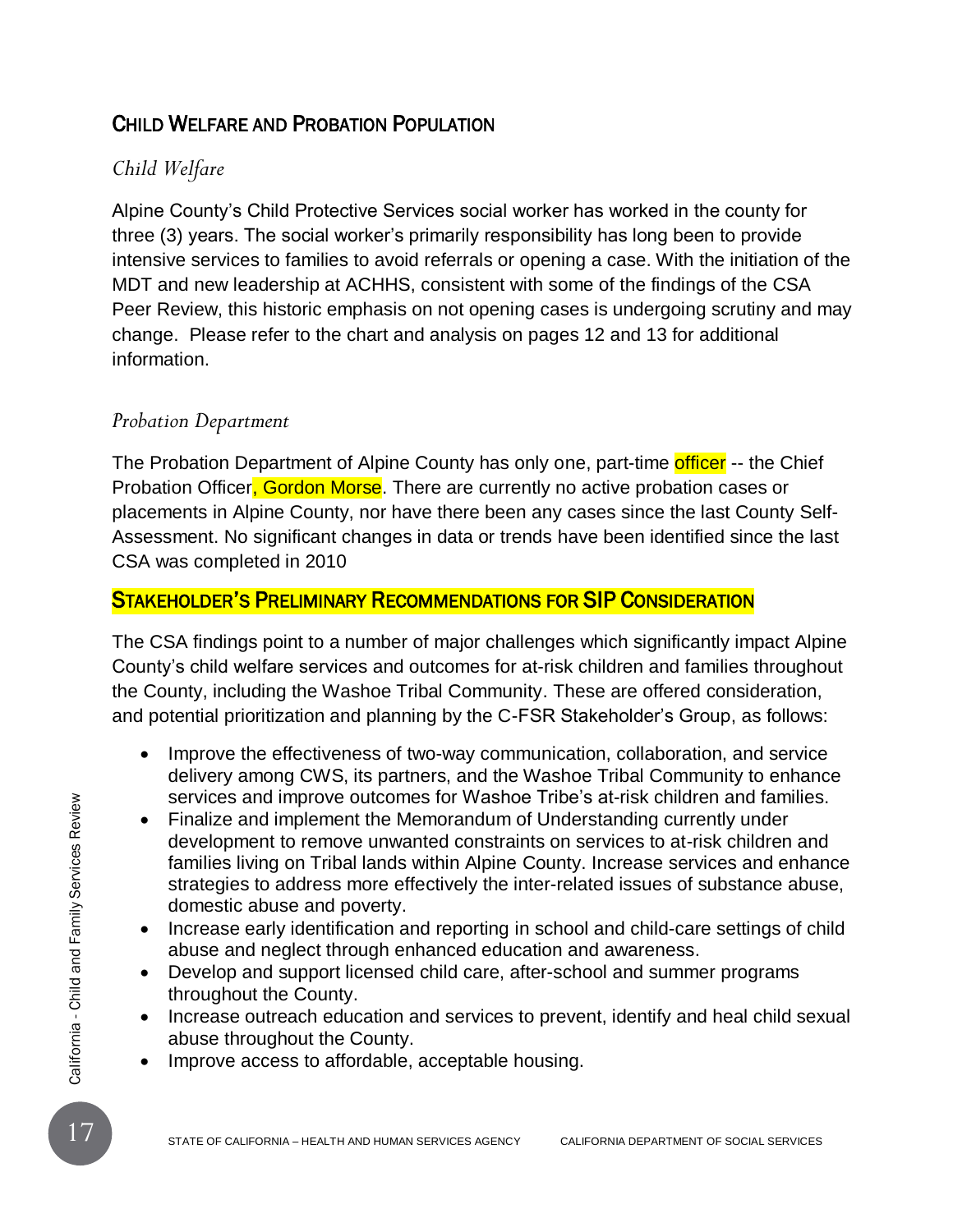## CHILD WELFARE AND PROBATION POPULATION

### *Child Welfare*

Alpine County's Child Protective Services social worker has worked in the county for three (3) years. The social worker's primarily responsibility has long been to provide intensive services to families to avoid referrals or opening a case. With the initiation of the MDT and new leadership at ACHHS, consistent with some of the findings of the CSA Peer Review, this historic emphasis on not opening cases is undergoing scrutiny and may change. Please refer to the chart and analysis on pages 12 and 13 for additional information.

### *Probation Department*

The Probation Department of Alpine County has only one, part-time officer -- the Chief Probation Officer, Gordon Morse. There are currently no active probation cases or placements in Alpine County, nor have there been any cases since the last County Self-Assessment. No significant changes in data or trends have been identified since the last CSA was completed in 2010

## STAKEHOLDER'S PRELIMINARY RECOMMENDATIONS FOR SIP CONSIDERATION

The CSA findings point to a number of major challenges which significantly impact Alpine County's child welfare services and outcomes for at-risk children and families throughout the County, including the Washoe Tribal Community. These are offered consideration, and potential prioritization and planning by the C-FSR Stakeholder's Group, as follows:

- Improve the effectiveness of two-way communication, collaboration, and service delivery among CWS, its partners, and the Washoe Tribal Community to enhance services and improve outcomes for Washoe Tribe's at-risk children and families.
- Finalize and implement the Memorandum of Understanding currently under development to remove unwanted constraints on services to at-risk children and families living on Tribal lands within Alpine County. Increase services and enhance strategies to address more effectively the inter-related issues of substance abuse, domestic abuse and poverty.
- Increase early identification and reporting in school and child-care settings of child abuse and neglect through enhanced education and awareness.
- Develop and support licensed child care, after-school and summer programs throughout the County.
- Increase outreach education and services to prevent, identify and heal child sexual abuse throughout the County.
- Improve access to affordable, acceptable housing.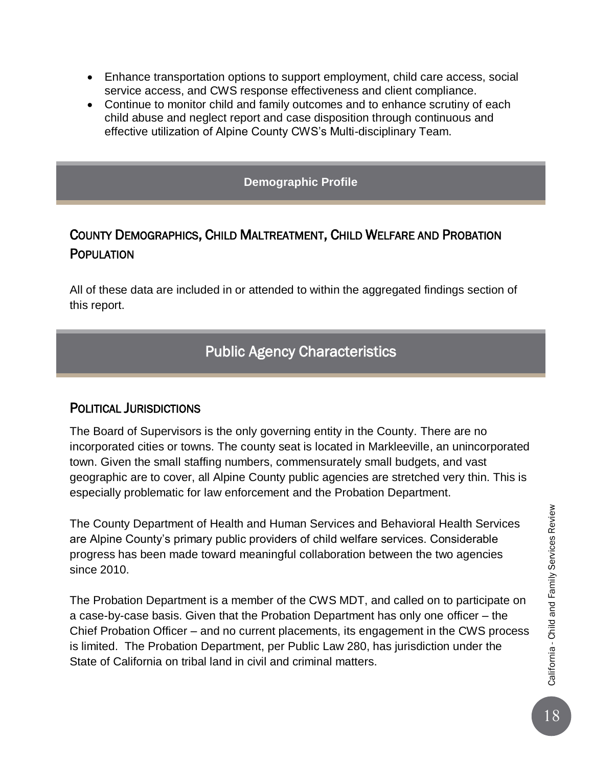- Enhance transportation options to support employment, child care access, social service access, and CWS response effectiveness and client compliance.
- Continue to monitor child and family outcomes and to enhance scrutiny of each child abuse and neglect report and case disposition through continuous and effective utilization of Alpine County CWS's Multi-disciplinary Team.

## Demographic Profile

### County Demographics, Child Maltreatment, Child Welfare and Probation Population

All of these data are included in or attended to within the aggregated findings section of this report.

## Public Agency Characteristics

### Political Jurisdictions

The Board of Supervisors is the only governing entity in the County. There are no incorporated cities or towns. The county seat is located in Markleeville, an unincorporated town. Given the small staffing numbers, commensurately small budgets, and vast geographic are to cover, all Alpine County public agencies are stretched very thin. This is especially problematic for law enforcement and the Probation Department.

The County Department of Health and Human Services and Behavioral Health Services are Alpine County's primary public providers of child welfare services. Considerable progress has been made toward meaningful collaboration between the two agencies since 2010.

The Probation Department is a member of the CWS MDT, and called on to participate on a case-by-case basis. Given that the Probation Department has only one officer – the Chief Probation Officer – and no current placements, its engagement in the CWS process is limited. The Probation Department, per Public Law 280, has jurisdiction under the State of California on tribal land in civil and criminal matters.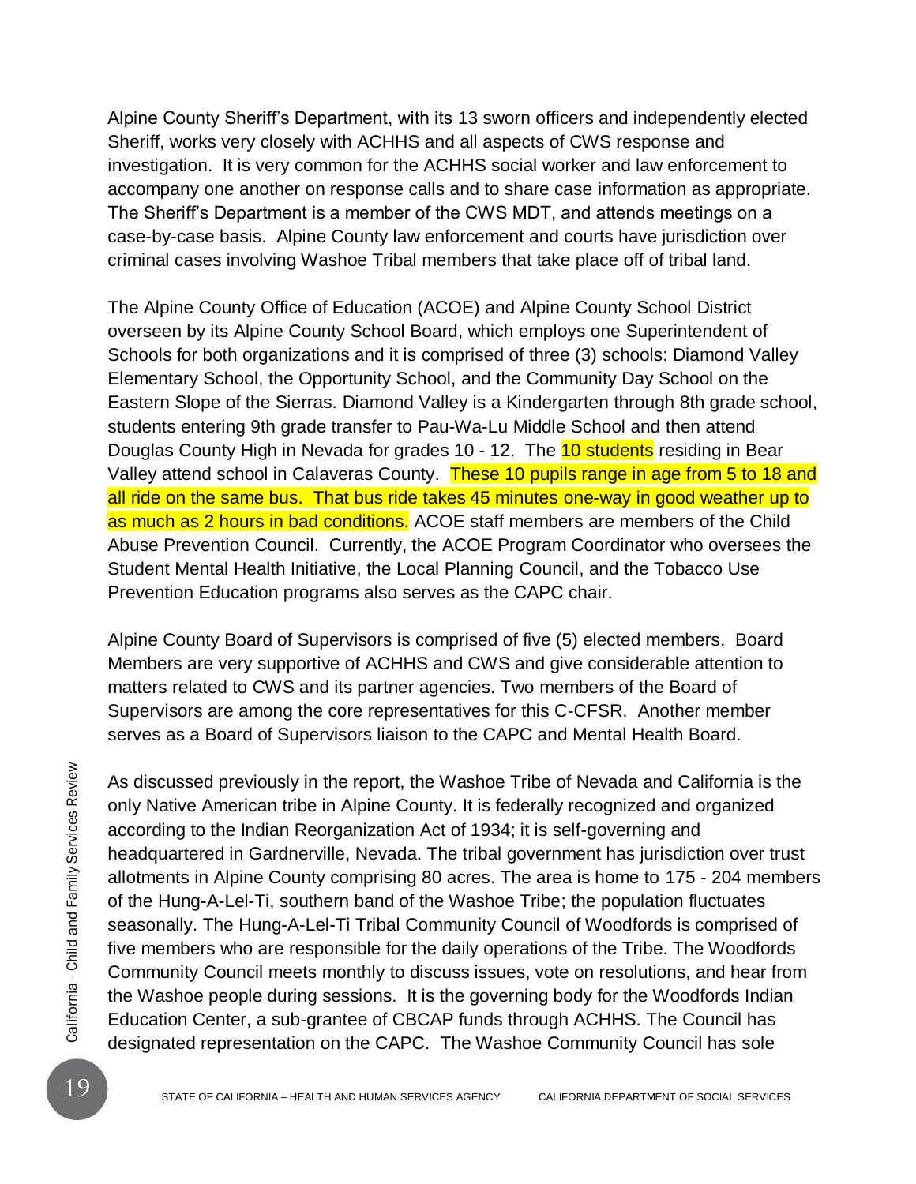Alpine County Sheriff's Department, with its 13 sworn officers and independently elected Sheriff, works very closely with ACHHS and all aspects of CWS response and investigation. It is very common for the ACHHS social worker and law enforcement to accompany one another on response calls and to share case information as appropriate. The Sheriff's Department is a member of the CWS MDT, and attends meetings on a case-by-case basis. Alpine County law enforcement and courts have jurisdiction over criminal cases involving Washoe Tribal members that take place off of tribal land.

The Alpine County Office of Education (ACOE) and Alpine County School District overseen by its Alpine County School Board, which employs one Superintendent of Schools for both organizations and it is comprised of three (3) schools: Diamond Valley Elementary School, the Opportunity School, and the Community Day School on the Eastern Slope of the Sierras. Diamond Valley is a Kindergarten through 8th grade school, students entering 9th grade transfer to Pau-Wa-Lu Middle School and then attend Douglas County High in Nevada for grades 10 - 12. The 10 students residing in Bear Valley attend school in Calaveras County. These 10 pupils range in age from 5 to 18 and all ride on the same bus. That bus ride takes 45 minutes one-way in good weather up to as much as 2 hours in bad conditions. ACOE staff members are members of the Child Abuse Prevention Council. Currently, the ACOE Program Coordinator who oversees the Student Mental Health Initiative, the Local Planning Council, and the Tobacco Use Prevention Education programs also serves as the CAPC chair.

Alpine County Board of Supervisors is comprised of five (5) elected members. Board Members are very supportive of ACHHS and CWS and give considerable attention to matters related to CWS and its partner agencies. Two members of the Board of Supervisors are among the core representatives for this C-CFSR. Another member serves as a Board of Supervisors liaison to the CAPC and Mental Health Board.

As discussed previously in the report, the Washoe Tribe of Nevada and California is the only Native American tribe in Alpine County. It is federally recognized and organized according to the Indian Reorganization Act of 1934; it is self-governing and headquartered in Gardnerville, Nevada. The tribal government has jurisdiction over trust allotments in Alpine County comprising 80 acres. The area is home to 175 - 204 members of the Hung-A-Lel-Ti, southern band of the Washoe Tribe; the population fluctuates seasonally. The Hung-A-Lel-Ti Tribal Community Council of Woodfords is comprised of five members who are responsible for the daily operations of the Tribe. The Woodfords Community Council meets monthly to discuss issues, vote on resolutions, and hear from the Washoe people during sessions. It is the governing body for the Woodfords Indian Education Center, a sub-grantee of CBCAP funds through ACHHS. The Council has designated representation on the CAPC. The Washoe Community Council has sole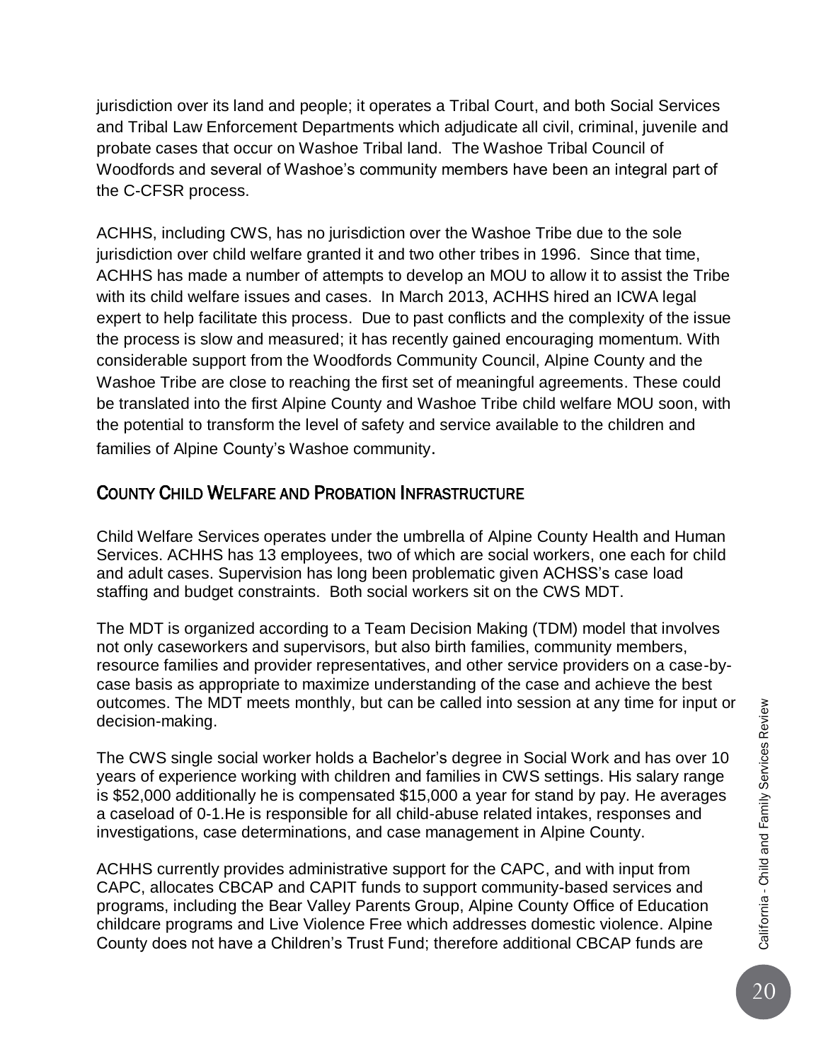jurisdiction over its land and people; it operates a Tribal Court, and both Social Services and Tribal Law Enforcement Departments which adjudicate all civil, criminal, juvenile and probate cases that occur on Washoe Tribal land. The Washoe Tribal Council of Woodfords and several of Washoe's community members have been an integral part of the C-CFSR process.

ACHHS, including CWS, has no jurisdiction over the Washoe Tribe due to the sole jurisdiction over child welfare granted it and two other tribes in 1996. Since that time, ACHHS has made a number of attempts to develop an MOU to allow it to assist the Tribe with its child welfare issues and cases. In March 2013, ACHHS hired an ICWA legal expert to help facilitate this process. Due to past conflicts and the complexity of the issue the process is slow and measured; it has recently gained encouraging momentum. With considerable support from the Woodfords Community Council, Alpine County and the Washoe Tribe are close to reaching the first set of meaningful agreements. These could be translated into the first Alpine County and Washoe Tribe child welfare MOU soon, with the potential to transform the level of safety and service available to the children and families of Alpine County's Washoe community.

## COUNTY CHILD WELFARE AND PROBATION INFRASTRUCTURE

Child Welfare Services operates under the umbrella of Alpine County Health and Human Services. ACHHS has 13 employees, two of which are social workers, one each for child and adult cases. Supervision has long been problematic given ACHSS's case load staffing and budget constraints. Both social workers sit on the CWS MDT.

The MDT is organized according to a Team Decision Making (TDM) model that involves not only caseworkers and supervisors, but also birth families, community members, resource families and provider representatives, and other service providers on a case-by-case basis as appropriate to maximize understanding of the case and achieve the best outcomes. The MDT meets monthly, but can be called into session at any time for input or decision-making.

The CWS single social worker holds a Bachelor's degree in Social Work and has over 10 years of experience working with children and families in CWS settings. His salary range is $52,000 additionally he is compensated $15,000 a year for stand by pay. He averages a caseload of 0-1.He is responsible for all child-abuse related intakes, responses and investigations, case determinations, and case management in Alpine County.

ACHHS currently provides administrative support for the CAPC, and with input from CAPC, allocates CBCAP and CAPIT funds to support community-based services and programs, including the Bear Valley Parents Group, Alpine County Office of Education childcare programs and Live Violence Free which addresses domestic violence. Alpine County does not have a Children's Trust Fund; therefore additional CBCAP funds are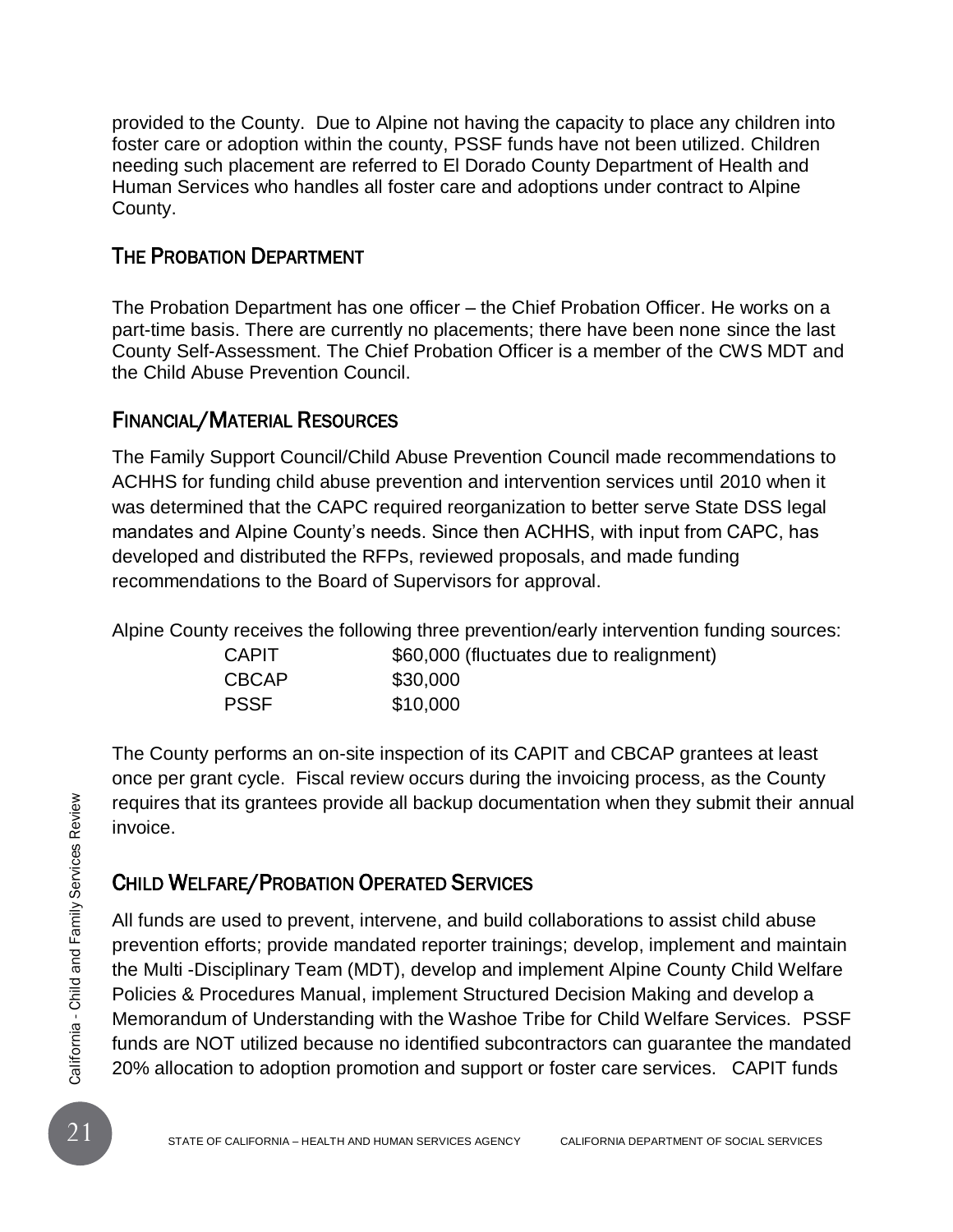provided to the County. Due to Alpine not having the capacity to place any children into foster care or adoption within the county, PSSF funds have not been utilized. Children needing such placement are referred to El Dorado County Department of Health and Human Services who handles all foster care and adoptions under contract to Alpine County.

## THE PROBATION DEPARTMENT

The Probation Department has one officer – the Chief Probation Officer. He works on a part-time basis. There are currently no placements; there have been none since the last County Self-Assessment. The Chief Probation Officer is a member of the CWS MDT and the Child Abuse Prevention Council.

## FINANCIAL/MATERIAL RESOURCES

The Family Support Council/Child Abuse Prevention Council made recommendations to ACHHS for funding child abuse prevention and intervention services until 2010 when it was determined that the CAPC required reorganization to better serve State DSS legal mandates and Alpine County's needs. Since then ACHHS, with input from CAPC, has developed and distributed the RFPs, reviewed proposals, and made funding recommendations to the Board of Supervisors for approval.

Alpine County receives the following three prevention/early intervention funding sources:

| | |
|---|---|
| CAPIT | $60,000 (fluctuates due to realignment) |
| CBCAP | $30,000 |
| PSSF | $10,000 |

The County performs an on-site inspection of its CAPIT and CBCAP grantees at least once per grant cycle. Fiscal review occurs during the invoicing process, as the County requires that its grantees provide all backup documentation when they submit their annual invoice.

## CHILD WELFARE/PROBATION OPERATED SERVICES

All funds are used to prevent, intervene, and build collaborations to assist child abuse prevention efforts; provide mandated reporter trainings; develop, implement and maintain the Multi -Disciplinary Team (MDT), develop and implement Alpine County Child Welfare Policies & Procedures Manual, implement Structured Decision Making and develop a Memorandum of Understanding with the Washoe Tribe for Child Welfare Services. PSSF funds are NOT utilized because no identified subcontractors can guarantee the mandated 20% allocation to adoption promotion and support or foster care services. CAPIT funds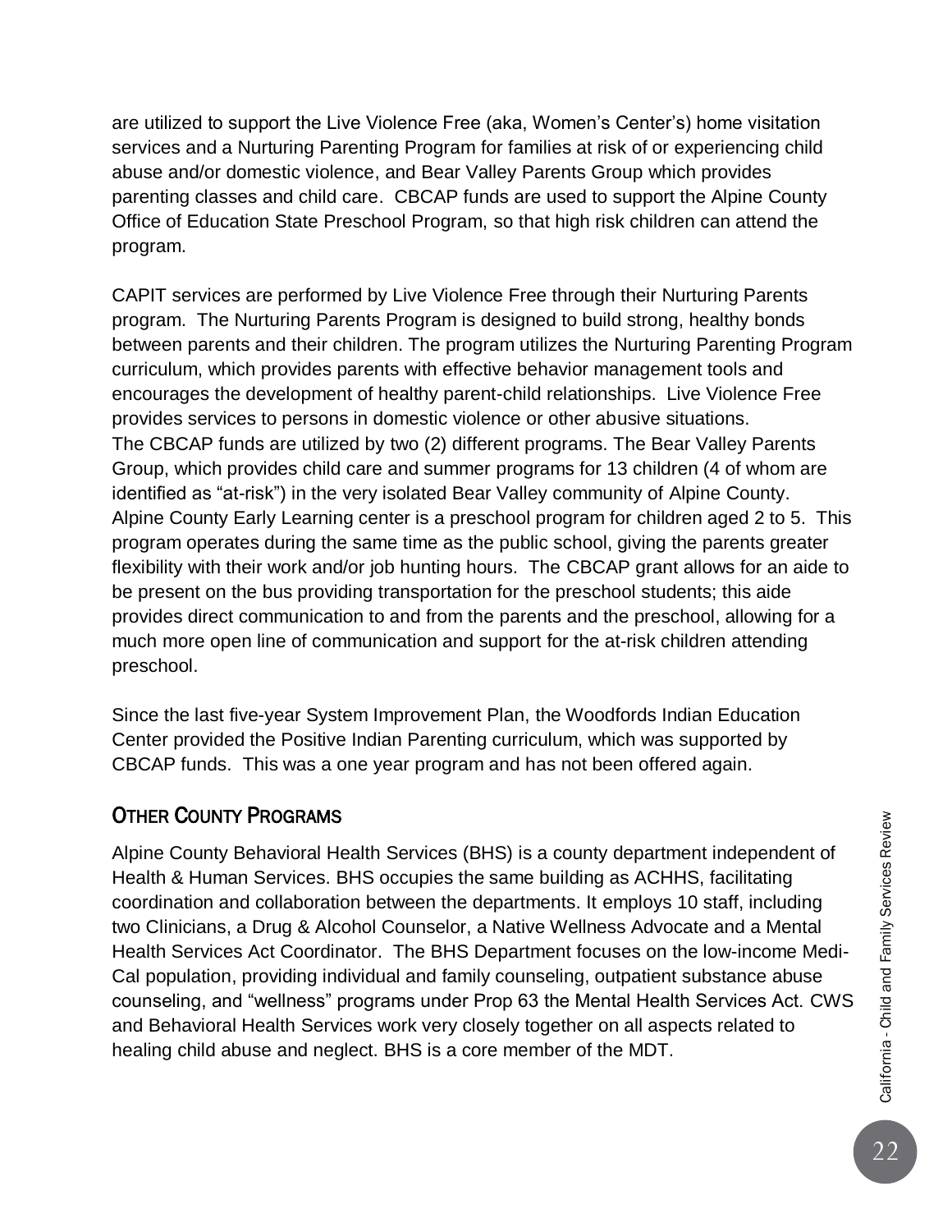are utilized to support the Live Violence Free (aka, Women's Center's) home visitation services and a Nurturing Parenting Program for families at risk of or experiencing child abuse and/or domestic violence, and Bear Valley Parents Group which provides parenting classes and child care. CBCAP funds are used to support the Alpine County Office of Education State Preschool Program, so that high risk children can attend the program.

CAPIT services are performed by Live Violence Free through their Nurturing Parents program. The Nurturing Parents Program is designed to build strong, healthy bonds between parents and their children. The program utilizes the Nurturing Parenting Program curriculum, which provides parents with effective behavior management tools and encourages the development of healthy parent-child relationships. Live Violence Free provides services to persons in domestic violence or other abusive situations.
The CBCAP funds are utilized by two (2) different programs. The Bear Valley Parents Group, which provides child care and summer programs for 13 children (4 of whom are identified as "at-risk") in the very isolated Bear Valley community of Alpine County. Alpine County Early Learning center is a preschool program for children aged 2 to 5. This program operates during the same time as the public school, giving the parents greater flexibility with their work and/or job hunting hours. The CBCAP grant allows for an aide to be present on the bus providing transportation for the preschool students; this aide provides direct communication to and from the parents and the preschool, allowing for a much more open line of communication and support for the at-risk children attending preschool.

Since the last five-year System Improvement Plan, the Woodfords Indian Education Center provided the Positive Indian Parenting curriculum, which was supported by CBCAP funds. This was a one year program and has not been offered again.

## OTHER COUNTY PROGRAMS

Alpine County Behavioral Health Services (BHS) is a county department independent of Health & Human Services. BHS occupies the same building as ACHHS, facilitating coordination and collaboration between the departments. It employs 10 staff, including two Clinicians, a Drug & Alcohol Counselor, a Native Wellness Advocate and a Mental Health Services Act Coordinator. The BHS Department focuses on the low-income Medi-Cal population, providing individual and family counseling, outpatient substance abuse counseling, and "wellness" programs under Prop 63 the Mental Health Services Act. CWS and Behavioral Health Services work very closely together on all aspects related to healing child abuse and neglect. BHS is a core member of the MDT.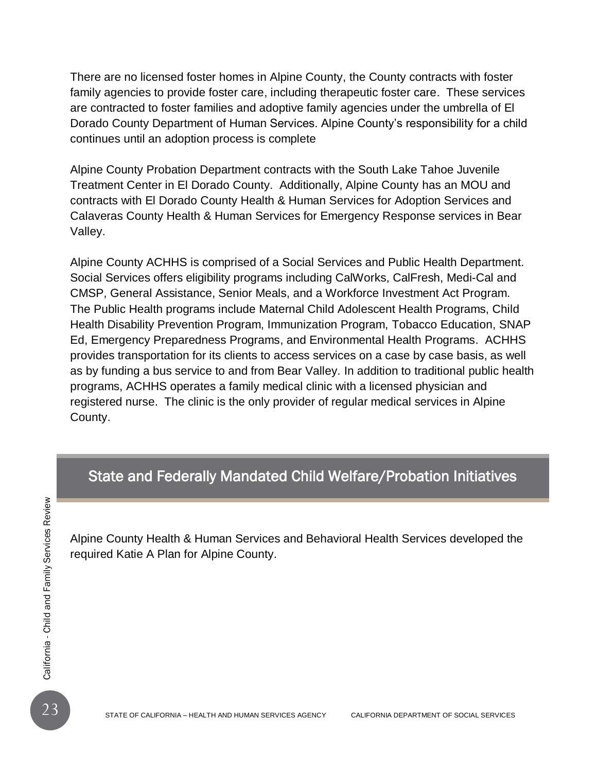There are no licensed foster homes in Alpine County, the County contracts with foster family agencies to provide foster care, including therapeutic foster care. These services are contracted to foster families and adoptive family agencies under the umbrella of El Dorado County Department of Human Services. Alpine County's responsibility for a child continues until an adoption process is complete

Alpine County Probation Department contracts with the South Lake Tahoe Juvenile Treatment Center in El Dorado County. Additionally, Alpine County has an MOU and contracts with El Dorado County Health & Human Services for Adoption Services and Calaveras County Health & Human Services for Emergency Response services in Bear Valley.

Alpine County ACHHS is comprised of a Social Services and Public Health Department. Social Services offers eligibility programs including CalWorks, CalFresh, Medi-Cal and CMSP, General Assistance, Senior Meals, and a Workforce Investment Act Program. The Public Health programs include Maternal Child Adolescent Health Programs, Child Health Disability Prevention Program, Immunization Program, Tobacco Education, SNAP Ed, Emergency Preparedness Programs, and Environmental Health Programs. ACHHS provides transportation for its clients to access services on a case by case basis, as well as by funding a bus service to and from Bear Valley. In addition to traditional public health programs, ACHHS operates a family medical clinic with a licensed physician and registered nurse. The clinic is the only provider of regular medical services in Alpine County.

## State and Federally Mandated Child Welfare/Probation Initiatives

Alpine County Health & Human Services and Behavioral Health Services developed the required Katie A Plan for Alpine County.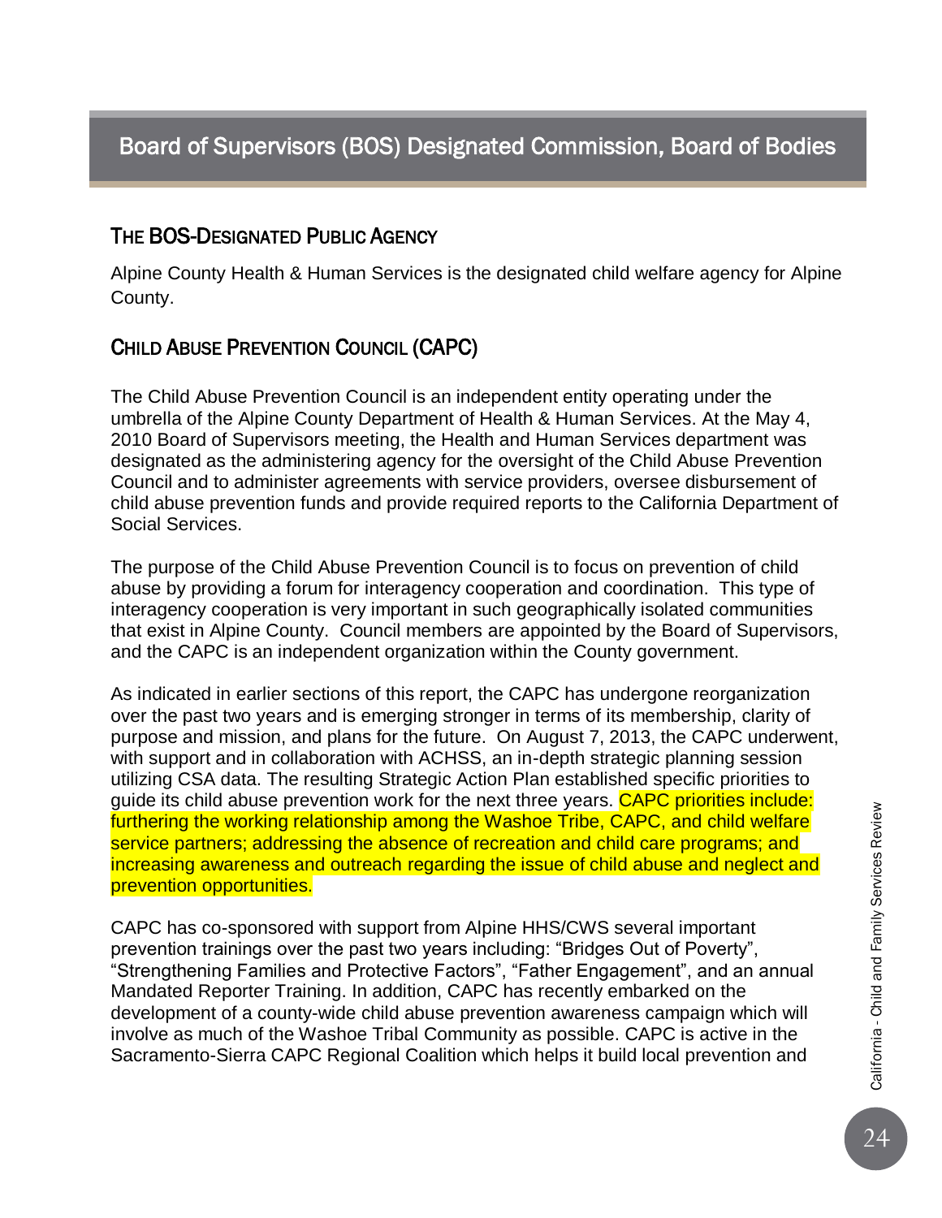## Board of Supervisors (BOS) Designated Commission, Board of Bodies

### THE BOS-DESIGNATED PUBLIC AGENCY

Alpine County Health & Human Services is the designated child welfare agency for Alpine County.

### CHILD ABUSE PREVENTION COUNCIL (CAPC)

The Child Abuse Prevention Council is an independent entity operating under the umbrella of the Alpine County Department of Health & Human Services. At the May 4, 2010 Board of Supervisors meeting, the Health and Human Services department was designated as the administering agency for the oversight of the Child Abuse Prevention Council and to administer agreements with service providers, oversee disbursement of child abuse prevention funds and provide required reports to the California Department of Social Services.

The purpose of the Child Abuse Prevention Council is to focus on prevention of child abuse by providing a forum for interagency cooperation and coordination. This type of interagency cooperation is very important in such geographically isolated communities that exist in Alpine County. Council members are appointed by the Board of Supervisors, and the CAPC is an independent organization within the County government.

As indicated in earlier sections of this report, the CAPC has undergone reorganization over the past two years and is emerging stronger in terms of its membership, clarity of purpose and mission, and plans for the future. On August 7, 2013, the CAPC underwent, with support and in collaboration with ACHSS, an in-depth strategic planning session utilizing CSA data. The resulting Strategic Action Plan established specific priorities to guide its child abuse prevention work for the next three years. CAPC priorities include: furthering the working relationship among the Washoe Tribe, CAPC, and child welfare service partners; addressing the absence of recreation and child care programs; and increasing awareness and outreach regarding the issue of child abuse and neglect and prevention opportunities.

CAPC has co-sponsored with support from Alpine HHS/CWS several important prevention trainings over the past two years including: "Bridges Out of Poverty", "Strengthening Families and Protective Factors", "Father Engagement", and an annual Mandated Reporter Training. In addition, CAPC has recently embarked on the development of a county-wide child abuse prevention awareness campaign which will involve as much of the Washoe Tribal Community as possible. CAPC is active in the Sacramento-Sierra CAPC Regional Coalition which helps it build local prevention and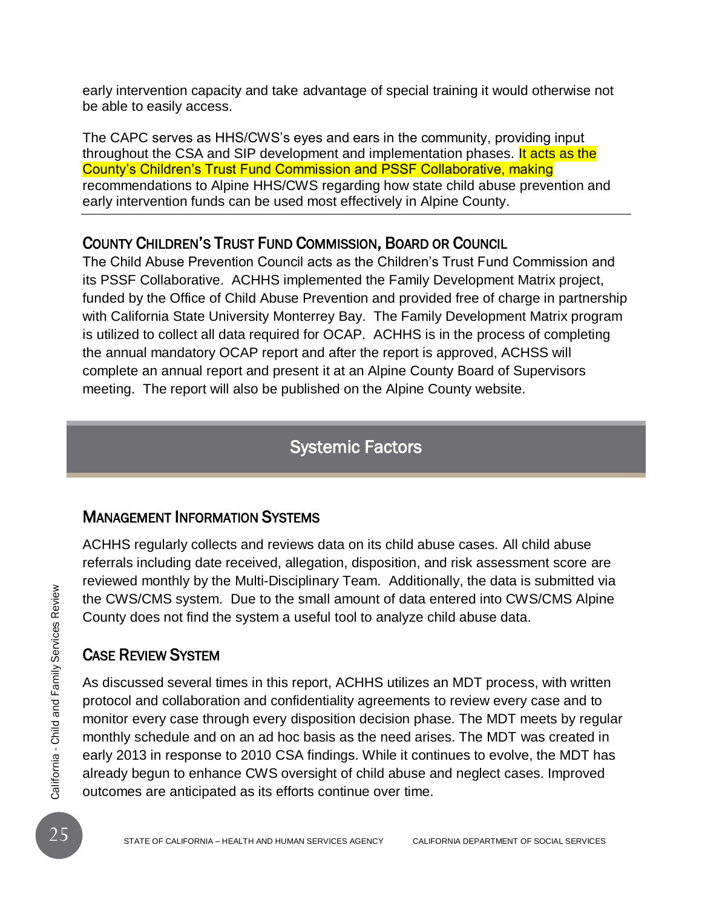early intervention capacity and take advantage of special training it would otherwise not be able to easily access.

The CAPC serves as HHS/CWS's eyes and ears in the community, providing input throughout the CSA and SIP development and implementation phases. It acts as the County's Children's Trust Fund Commission and PSSF Collaborative, making recommendations to Alpine HHS/CWS regarding how state child abuse prevention and early intervention funds can be used most effectively in Alpine County.

---

### County Children's Trust Fund Commission, Board or Council

The Child Abuse Prevention Council acts as the Children's Trust Fund Commission and its PSSF Collaborative. ACHHS implemented the Family Development Matrix project, funded by the Office of Child Abuse Prevention and provided free of charge in partnership with California State University Monterrey Bay. The Family Development Matrix program is utilized to collect all data required for OCAP. ACHHS is in the process of completing the annual mandatory OCAP report and after the report is approved, ACHSS will complete an annual report and present it at an Alpine County Board of Supervisors meeting. The report will also be published on the Alpine County website.

## Systemic Factors

### Management Information Systems

ACHHS regularly collects and reviews data on its child abuse cases. All child abuse referrals including date received, allegation, disposition, and risk assessment score are reviewed monthly by the Multi-Disciplinary Team. Additionally, the data is submitted via the CWS/CMS system. Due to the small amount of data entered into CWS/CMS Alpine County does not find the system a useful tool to analyze child abuse data.

### Case Review System

As discussed several times in this report, ACHHS utilizes an MDT process, with written protocol and collaboration and confidentiality agreements to review every case and to monitor every case through every disposition decision phase. The MDT meets by regular monthly schedule and on an ad hoc basis as the need arises. The MDT was created in early 2013 in response to 2010 CSA findings. While it continues to evolve, the MDT has already begun to enhance CWS oversight of child abuse and neglect cases. Improved outcomes are anticipated as its efforts continue over time.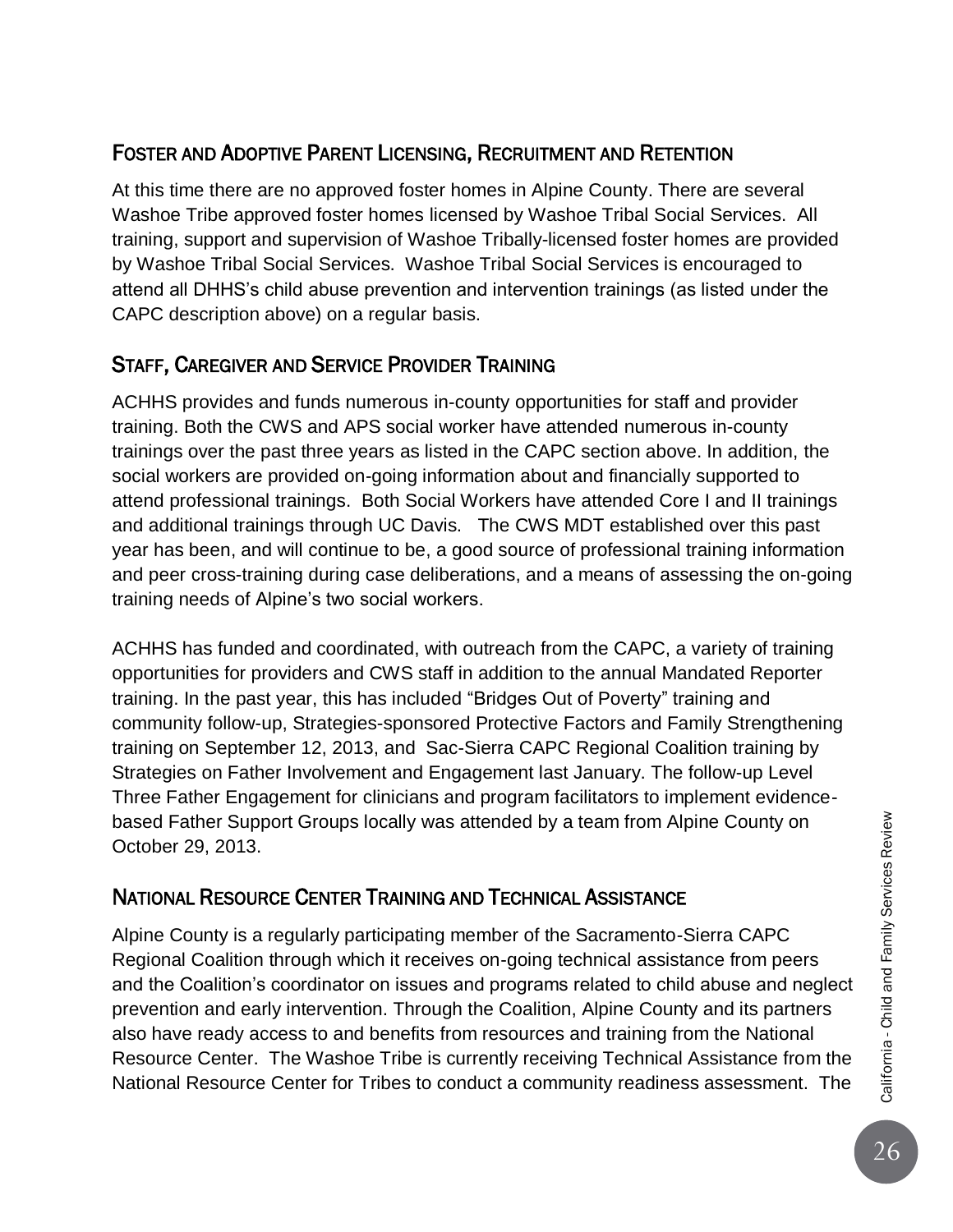## Foster and Adoptive Parent Licensing, Recruitment and Retention

At this time there are no approved foster homes in Alpine County. There are several Washoe Tribe approved foster homes licensed by Washoe Tribal Social Services. All training, support and supervision of Washoe Tribally-licensed foster homes are provided by Washoe Tribal Social Services. Washoe Tribal Social Services is encouraged to attend all DHHS's child abuse prevention and intervention trainings (as listed under the CAPC description above) on a regular basis.

## Staff, Caregiver and Service Provider Training

ACHHS provides and funds numerous in-county opportunities for staff and provider training. Both the CWS and APS social worker have attended numerous in-county trainings over the past three years as listed in the CAPC section above. In addition, the social workers are provided on-going information about and financially supported to attend professional trainings. Both Social Workers have attended Core I and II trainings and additional trainings through UC Davis. The CWS MDT established over this past year has been, and will continue to be, a good source of professional training information and peer cross-training during case deliberations, and a means of assessing the on-going training needs of Alpine's two social workers.

ACHHS has funded and coordinated, with outreach from the CAPC, a variety of training opportunities for providers and CWS staff in addition to the annual Mandated Reporter training. In the past year, this has included "Bridges Out of Poverty" training and community follow-up, Strategies-sponsored Protective Factors and Family Strengthening training on September 12, 2013, and Sac-Sierra CAPC Regional Coalition training by Strategies on Father Involvement and Engagement last January. The follow-up Level Three Father Engagement for clinicians and program facilitators to implement evidence-based Father Support Groups locally was attended by a team from Alpine County on October 29, 2013.

## National Resource Center Training and Technical Assistance

Alpine County is a regularly participating member of the Sacramento-Sierra CAPC Regional Coalition through which it receives on-going technical assistance from peers and the Coalition's coordinator on issues and programs related to child abuse and neglect prevention and early intervention. Through the Coalition, Alpine County and its partners also have ready access to and benefits from resources and training from the National Resource Center. The Washoe Tribe is currently receiving Technical Assistance from the National Resource Center for Tribes to conduct a community readiness assessment. The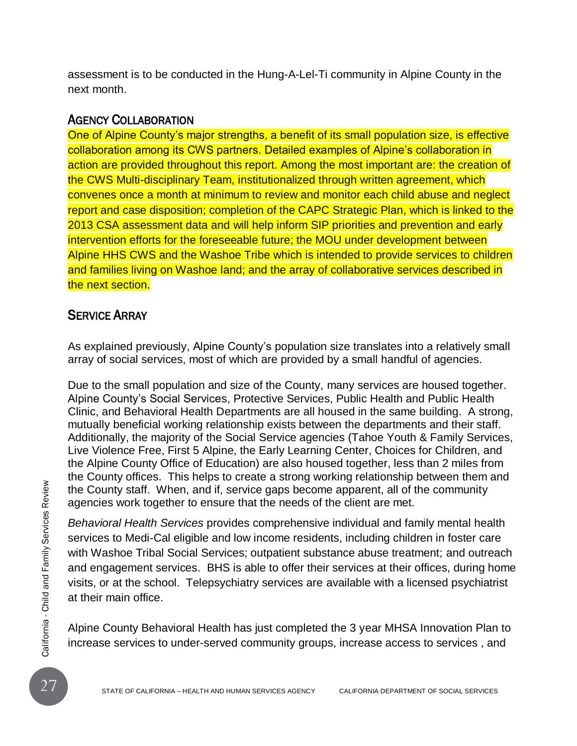assessment is to be conducted in the Hung-A-Lel-Ti community in Alpine County in the next month.

## Agency Collaboration

One of Alpine County's major strengths, a benefit of its small population size, is effective collaboration among its CWS partners. Detailed examples of Alpine's collaboration in action are provided throughout this report. Among the most important are: the creation of the CWS Multi-disciplinary Team, institutionalized through written agreement, which convenes once a month at minimum to review and monitor each child abuse and neglect report and case disposition; completion of the CAPC Strategic Plan, which is linked to the 2013 CSA assessment data and will help inform SIP priorities and prevention and early intervention efforts for the foreseeable future; the MOU under development between Alpine HHS CWS and the Washoe Tribe which is intended to provide services to children and families living on Washoe land; and the array of collaborative services described in the next section.

## Service Array

As explained previously, Alpine County's population size translates into a relatively small array of social services, most of which are provided by a small handful of agencies.

Due to the small population and size of the County, many services are housed together. Alpine County's Social Services, Protective Services, Public Health and Public Health Clinic, and Behavioral Health Departments are all housed in the same building. A strong, mutually beneficial working relationship exists between the departments and their staff. Additionally, the majority of the Social Service agencies (Tahoe Youth & Family Services, Live Violence Free, First 5 Alpine, the Early Learning Center, Choices for Children, and the Alpine County Office of Education) are also housed together, less than 2 miles from the County offices. This helps to create a strong working relationship between them and the County staff. When, and if, service gaps become apparent, all of the community agencies work together to ensure that the needs of the client are met.

*Behavioral Health Services* provides comprehensive individual and family mental health services to Medi-Cal eligible and low income residents, including children in foster care with Washoe Tribal Social Services; outpatient substance abuse treatment; and outreach and engagement services. BHS is able to offer their services at their offices, during home visits, or at the school. Telepsychiatry services are available with a licensed psychiatrist at their main office.

Alpine County Behavioral Health has just completed the 3 year MHSA Innovation Plan to increase services to under-served community groups, increase access to services , and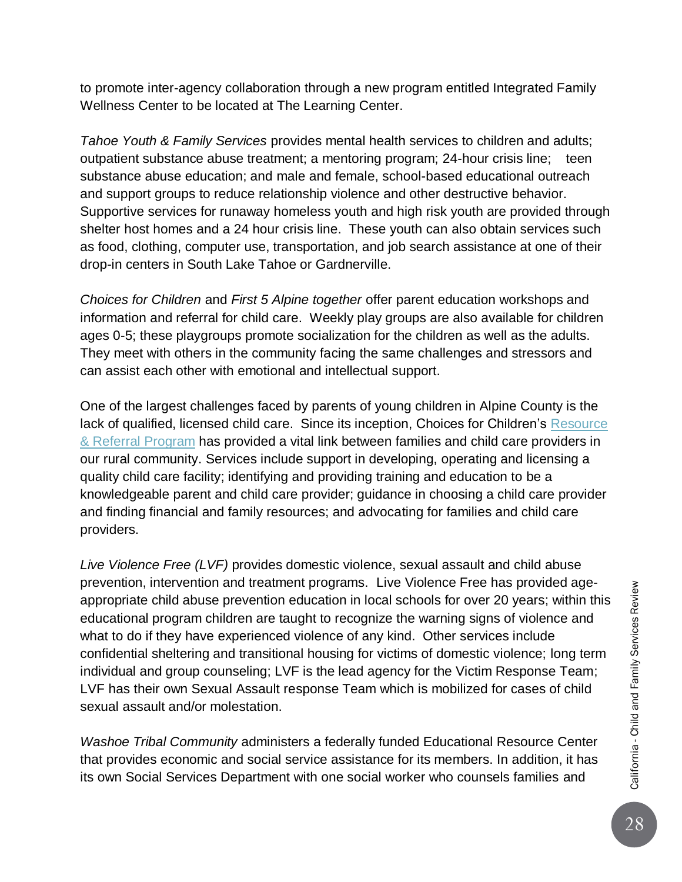to promote inter-agency collaboration through a new program entitled Integrated Family Wellness Center to be located at The Learning Center.

*Tahoe Youth & Family Services* provides mental health services to children and adults; outpatient substance abuse treatment; a mentoring program; 24-hour crisis line; teen substance abuse education; and male and female, school-based educational outreach and support groups to reduce relationship violence and other destructive behavior. Supportive services for runaway homeless youth and high risk youth are provided through shelter host homes and a 24 hour crisis line. These youth can also obtain services such as food, clothing, computer use, transportation, and job search assistance at one of their drop-in centers in South Lake Tahoe or Gardnerville.

*Choices for Children* and *First 5 Alpine together* offer parent education workshops and information and referral for child care. Weekly play groups are also available for children ages 0-5; these playgroups promote socialization for the children as well as the adults. They meet with others in the community facing the same challenges and stressors and can assist each other with emotional and intellectual support.

One of the largest challenges faced by parents of young children in Alpine County is the lack of qualified, licensed child care. Since its inception, Choices for Children's Resource & Referral Program has provided a vital link between families and child care providers in our rural community. Services include support in developing, operating and licensing a quality child care facility; identifying and providing training and education to be a knowledgeable parent and child care provider; guidance in choosing a child care provider and finding financial and family resources; and advocating for families and child care providers.

*Live Violence Free (LVF)* provides domestic violence, sexual assault and child abuse prevention, intervention and treatment programs. Live Violence Free has provided age-appropriate child abuse prevention education in local schools for over 20 years; within this educational program children are taught to recognize the warning signs of violence and what to do if they have experienced violence of any kind. Other services include confidential sheltering and transitional housing for victims of domestic violence; long term individual and group counseling; LVF is the lead agency for the Victim Response Team; LVF has their own Sexual Assault response Team which is mobilized for cases of child sexual assault and/or molestation.

*Washoe Tribal Community* administers a federally funded Educational Resource Center that provides economic and social service assistance for its members. In addition, it has its own Social Services Department with one social worker who counsels families and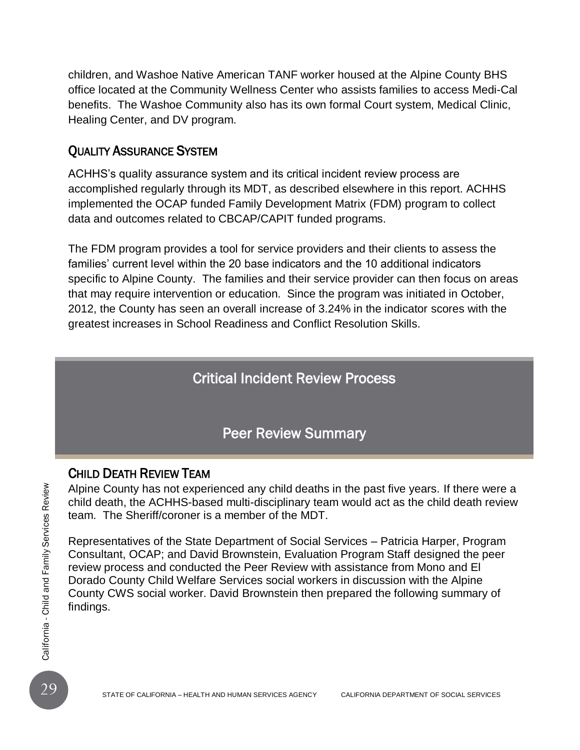children, and Washoe Native American TANF worker housed at the Alpine County BHS office located at the Community Wellness Center who assists families to access Medi-Cal benefits. The Washoe Community also has its own formal Court system, Medical Clinic, Healing Center, and DV program.

## Quality Assurance System

ACHHS's quality assurance system and its critical incident review process are accomplished regularly through its MDT, as described elsewhere in this report. ACHHS implemented the OCAP funded Family Development Matrix (FDM) program to collect data and outcomes related to CBCAP/CAPIT funded programs.

The FDM program provides a tool for service providers and their clients to assess the families' current level within the 20 base indicators and the 10 additional indicators specific to Alpine County. The families and their service provider can then focus on areas that may require intervention or education. Since the program was initiated in October, 2012, the County has seen an overall increase of 3.24% in the indicator scores with the greatest increases in School Readiness and Conflict Resolution Skills.

# Critical Incident Review Process

# Peer Review Summary

## Child Death Review Team

Alpine County has not experienced any child deaths in the past five years. If there were a child death, the ACHHS-based multi-disciplinary team would act as the child death review team. The Sheriff/coroner is a member of the MDT.

Representatives of the State Department of Social Services – Patricia Harper, Program Consultant, OCAP; and David Brownstein, Evaluation Program Staff designed the peer review process and conducted the Peer Review with assistance from Mono and El Dorado County Child Welfare Services social workers in discussion with the Alpine County CWS social worker. David Brownstein then prepared the following summary of findings.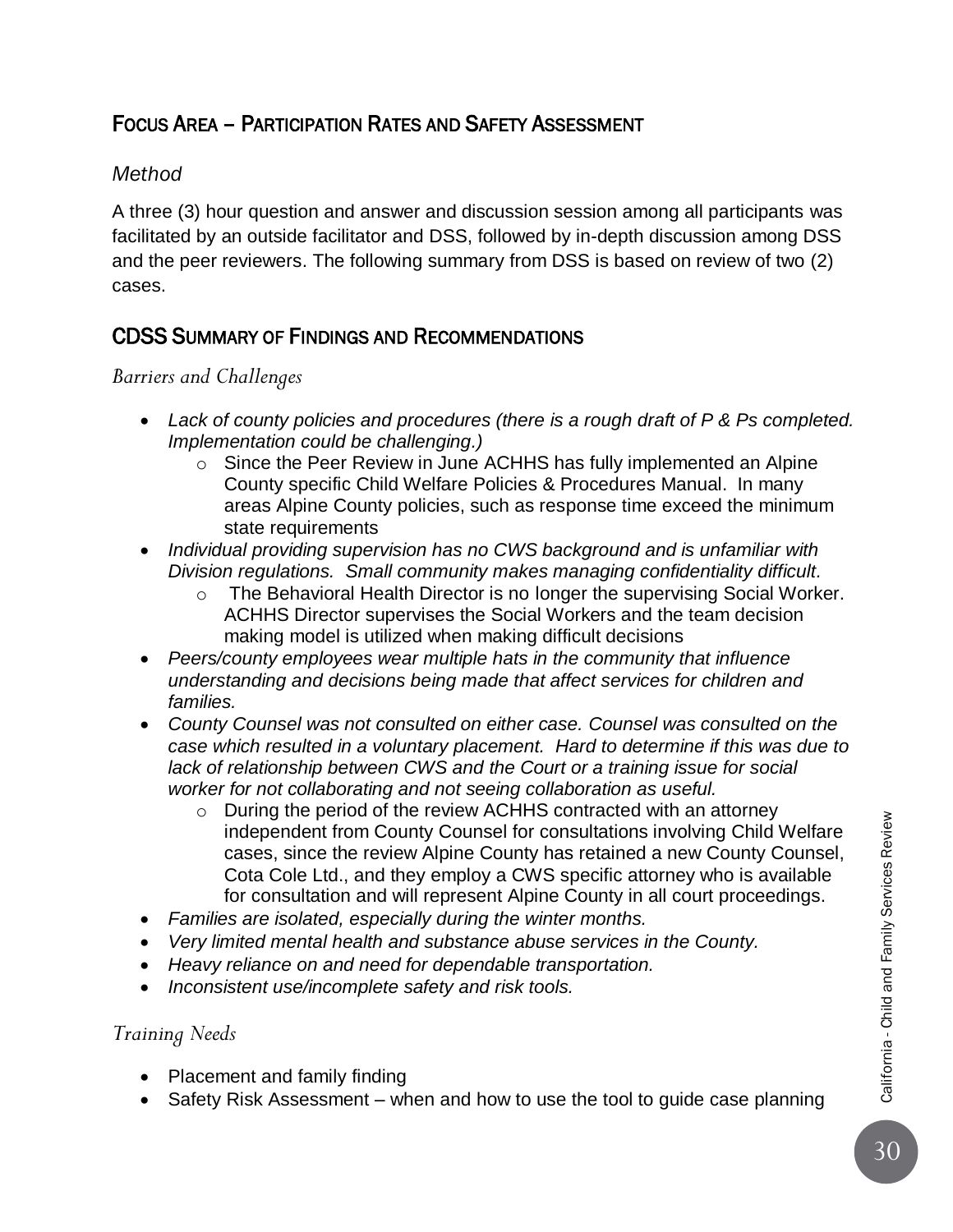## Focus Area – Participation Rates and Safety Assessment

### *Method*

A three (3) hour question and answer and discussion session among all participants was facilitated by an outside facilitator and DSS, followed by in-depth discussion among DSS and the peer reviewers. The following summary from DSS is based on review of two (2) cases.

## CDSS Summary of Findings and Recommendations

### *Barriers and Challenges*

- *Lack of county policies and procedures (there is a rough draft of P & Ps completed. Implementation could be challenging.)*
    - Since the Peer Review in June ACHHS has fully implemented an Alpine County specific Child Welfare Policies & Procedures Manual. In many areas Alpine County policies, such as response time exceed the minimum state requirements
- *Individual providing supervision has no CWS background and is unfamiliar with Division regulations. Small community makes managing confidentiality difficult.*
    - The Behavioral Health Director is no longer the supervising Social Worker. ACHHS Director supervises the Social Workers and the team decision making model is utilized when making difficult decisions
- *Peers/county employees wear multiple hats in the community that influence understanding and decisions being made that affect services for children and families.*
- *County Counsel was not consulted on either case. Counsel was consulted on the case which resulted in a voluntary placement. Hard to determine if this was due to lack of relationship between CWS and the Court or a training issue for social worker for not collaborating and not seeing collaboration as useful.*
    - During the period of the review ACHHS contracted with an attorney independent from County Counsel for consultations involving Child Welfare cases, since the review Alpine County has retained a new County Counsel, Cota Cole Ltd., and they employ a CWS specific attorney who is available for consultation and will represent Alpine County in all court proceedings.
- *Families are isolated, especially during the winter months.*
- *Very limited mental health and substance abuse services in the County.*
- *Heavy reliance on and need for dependable transportation.*
- *Inconsistent use/incomplete safety and risk tools.*

### *Training Needs*

- Placement and family finding
- Safety Risk Assessment – when and how to use the tool to guide case planning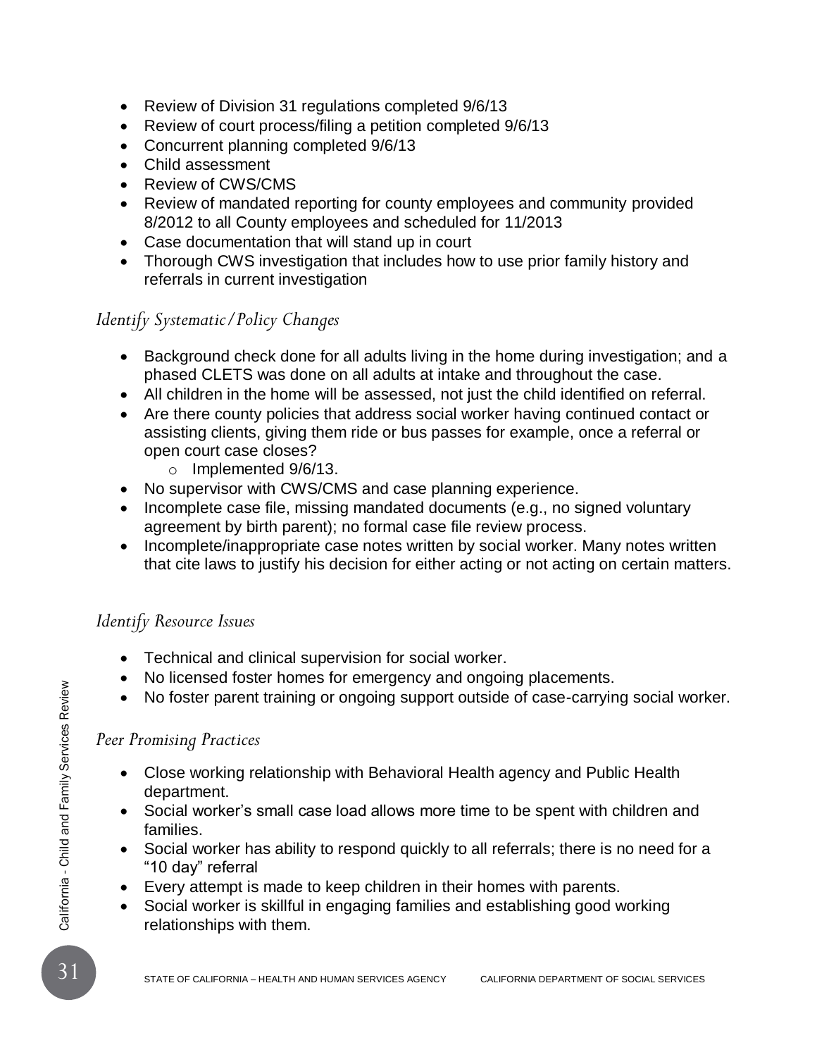- Review of Division 31 regulations completed 9/6/13
- Review of court process/filing a petition completed 9/6/13
- Concurrent planning completed 9/6/13
- Child assessment
- Review of CWS/CMS
- Review of mandated reporting for county employees and community provided 8/2012 to all County employees and scheduled for 11/2013
- Case documentation that will stand up in court
- Thorough CWS investigation that includes how to use prior family history and referrals in current investigation

### *Identify Systematic/Policy Changes*

- Background check done for all adults living in the home during investigation; and a phased CLETS was done on all adults at intake and throughout the case.
- All children in the home will be assessed, not just the child identified on referral.
- Are there county policies that address social worker having continued contact or assisting clients, giving them ride or bus passes for example, once a referral or open court case closes?
  - Implemented 9/6/13.
- No supervisor with CWS/CMS and case planning experience.
- Incomplete case file, missing mandated documents (e.g., no signed voluntary agreement by birth parent); no formal case file review process.
- Incomplete/inappropriate case notes written by social worker. Many notes written that cite laws to justify his decision for either acting or not acting on certain matters.

### *Identify Resource Issues*

- Technical and clinical supervision for social worker.
- No licensed foster homes for emergency and ongoing placements.
- No foster parent training or ongoing support outside of case-carrying social worker.

### *Peer Promising Practices*

- Close working relationship with Behavioral Health agency and Public Health department.
- Social worker's small case load allows more time to be spent with children and families.
- Social worker has ability to respond quickly to all referrals; there is no need for a "10 day" referral
- Every attempt is made to keep children in their homes with parents.
- Social worker is skillful in engaging families and establishing good working relationships with them.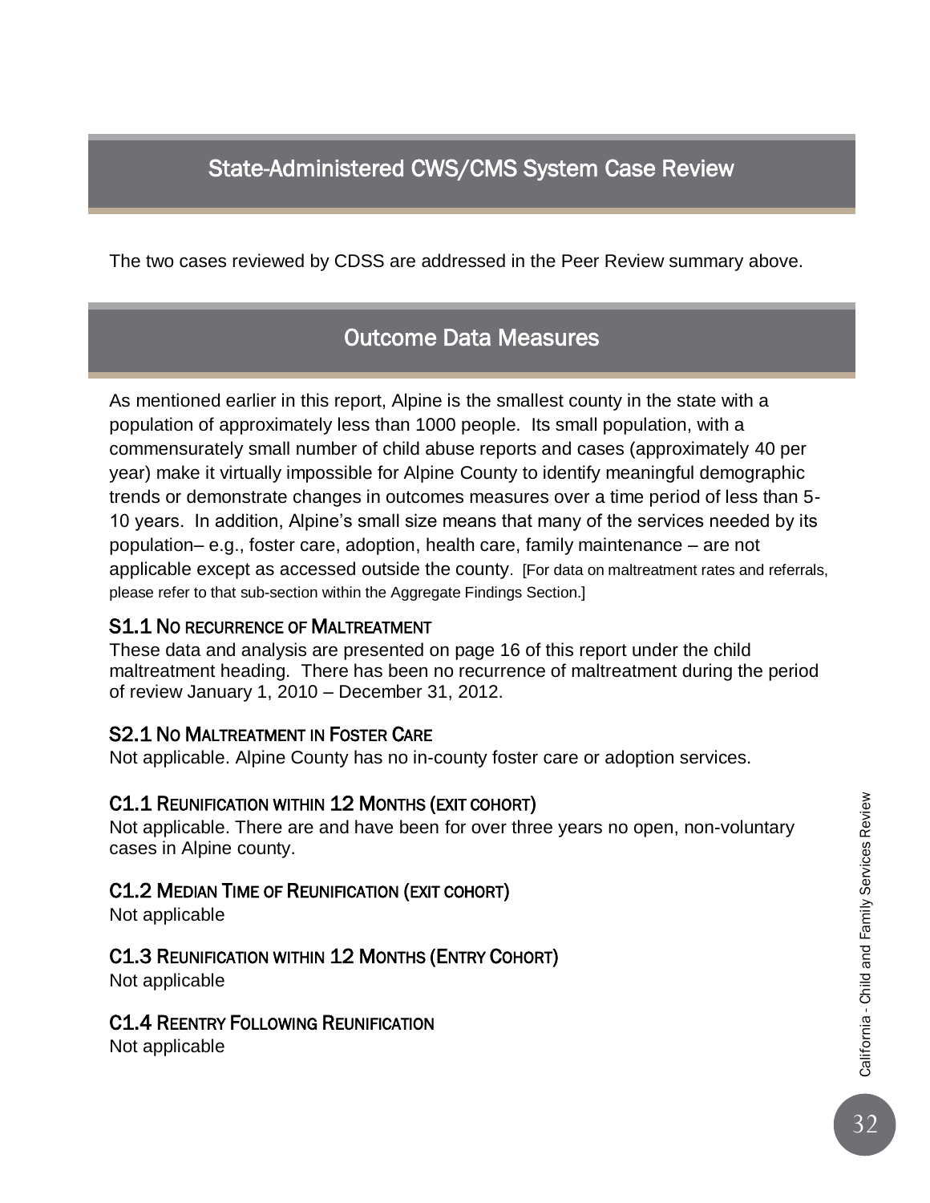## State-Administered CWS/CMS System Case Review

The two cases reviewed by CDSS are addressed in the Peer Review summary above.

## Outcome Data Measures

As mentioned earlier in this report, Alpine is the smallest county in the state with a population of approximately less than 1000 people. Its small population, with a commensurately small number of child abuse reports and cases (approximately 40 per year) make it virtually impossible for Alpine County to identify meaningful demographic trends or demonstrate changes in outcomes measures over a time period of less than 5-10 years. In addition, Alpine's small size means that many of the services needed by its population– e.g., foster care, adoption, health care, family maintenance – are not applicable except as accessed outside the county. [For data on maltreatment rates and referrals, please refer to that sub-section within the Aggregate Findings Section.]

### S1.1 No Recurrence of Maltreatment

These data and analysis are presented on page 16 of this report under the child maltreatment heading. There has been no recurrence of maltreatment during the period of review January 1, 2010 – December 31, 2012.

### S2.1 No Maltreatment in Foster Care

Not applicable. Alpine County has no in-county foster care or adoption services.

### C1.1 Reunification within 12 Months (exit cohort)

Not applicable. There are and have been for over three years no open, non-voluntary cases in Alpine county.

### C1.2 Median Time of Reunification (exit cohort)

Not applicable

### C1.3 Reunification within 12 Months (Entry Cohort)

Not applicable

### C1.4 Reentry Following Reunification

Not applicable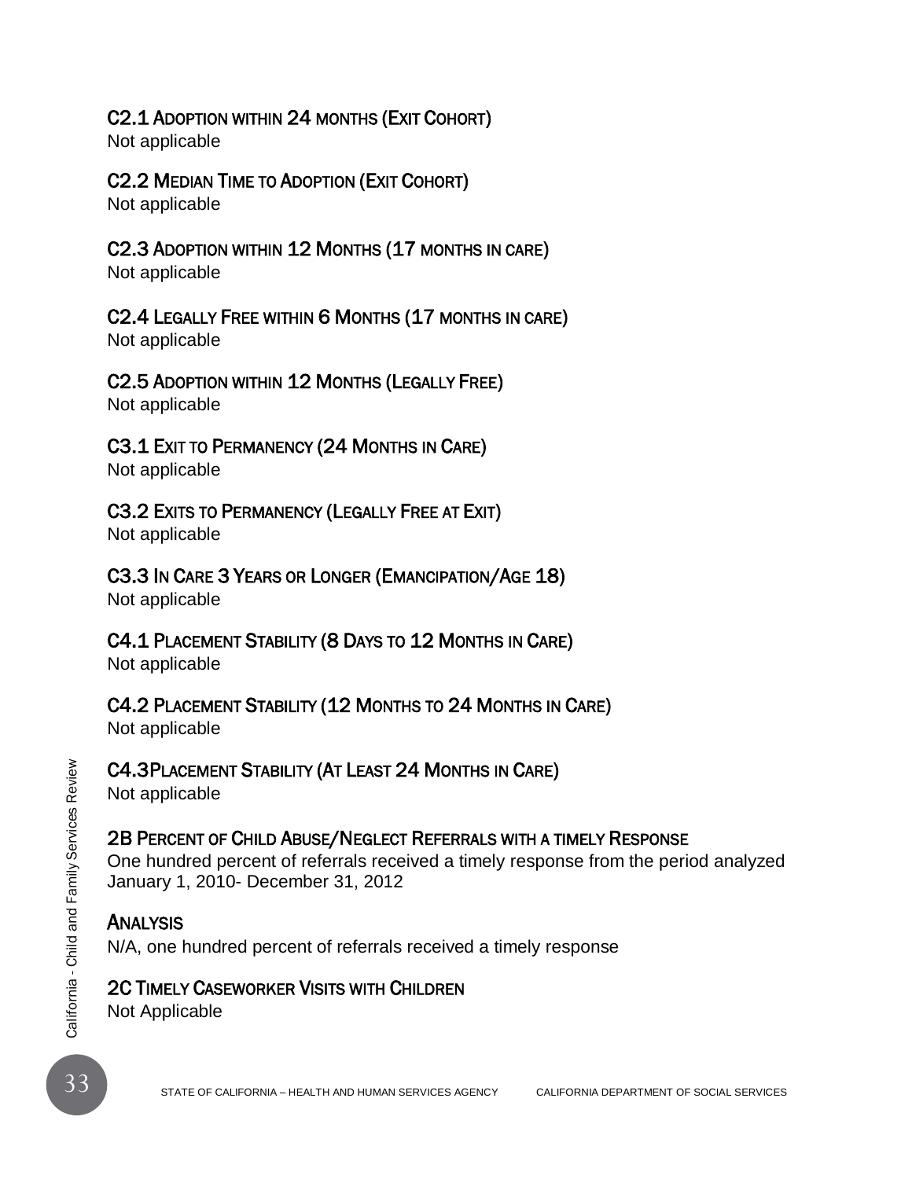### C2.1 Adoption within 24 months (Exit Cohort)

Not applicable

### C2.2 Median Time to Adoption (Exit Cohort)

Not applicable

### C2.3 Adoption within 12 Months (17 months in care)

Not applicable

### C2.4 Legally Free within 6 Months (17 months in care)

Not applicable

### C2.5 Adoption within 12 Months (Legally Free)

Not applicable

### C3.1 Exit to Permanency (24 Months in Care)

Not applicable

### C3.2 Exits to Permanency (Legally Free at Exit)

Not applicable

### C3.3 In Care 3 Years or Longer (Emancipation/Age 18)

Not applicable

### C4.1 Placement Stability (8 Days to 12 Months in Care)

Not applicable

### C4.2 Placement Stability (12 Months to 24 Months in Care)

Not applicable

### C4.3Placement Stability (At Least 24 Months in Care)

Not applicable

### 2B Percent of Child Abuse/Neglect Referrals with a timely Response

One hundred percent of referrals received a timely response from the period analyzed January 1, 2010- December 31, 2012

### Analysis

N/A, one hundred percent of referrals received a timely response

### 2C Timely Caseworker Visits with Children

Not Applicable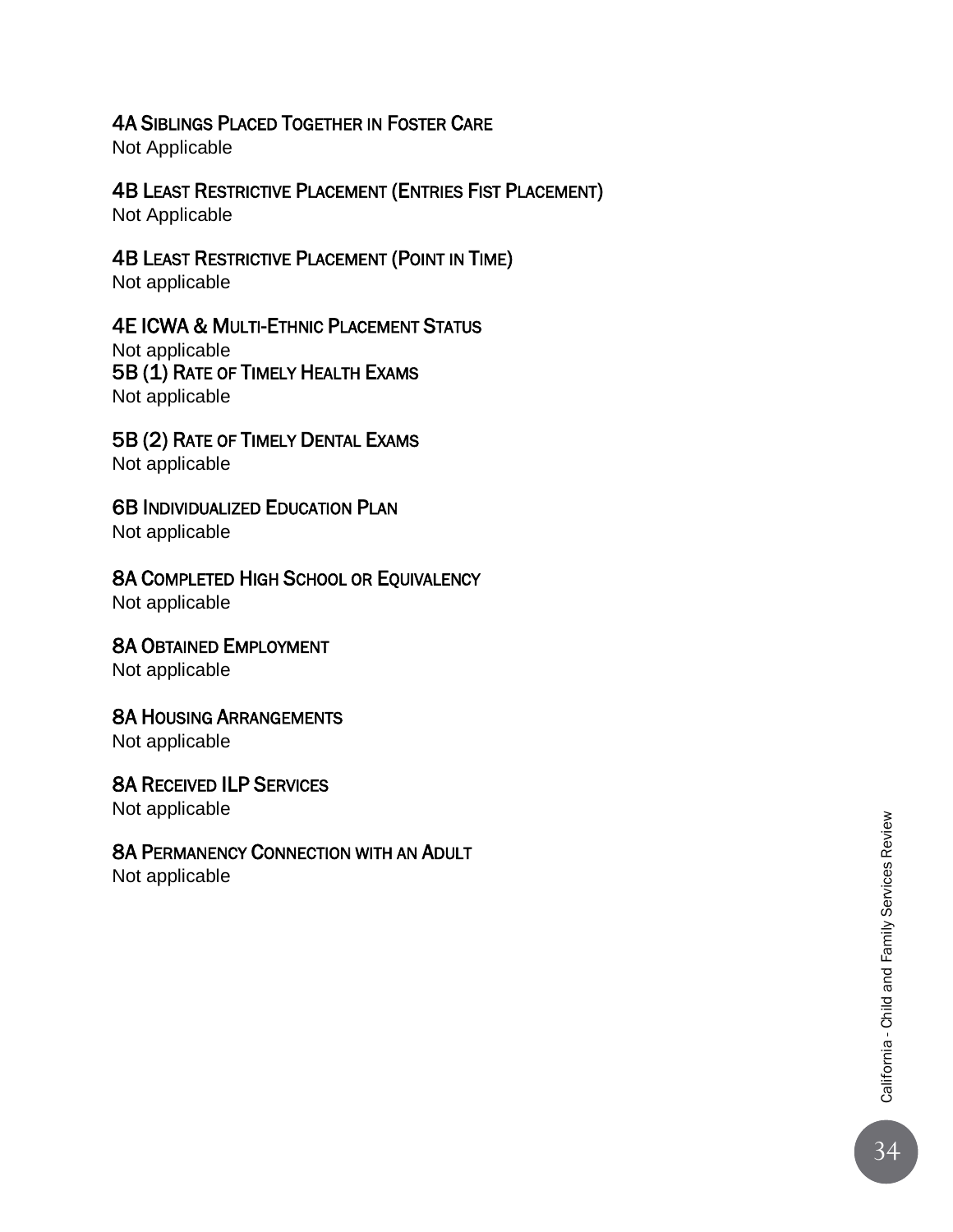### 4A Siblings Placed Together in Foster Care

Not Applicable

### 4B Least Restrictive Placement (Entries Fist Placement)

Not Applicable

### 4B Least Restrictive Placement (Point in Time)

Not applicable

### 4E ICWA & Multi-Ethnic Placement Status

Not applicable

### 5B (1) Rate of Timely Health Exams

Not applicable

### 5B (2) Rate of Timely Dental Exams

Not applicable

### 6B Individualized Education Plan

Not applicable

### 8A Completed High School or Equivalency

Not applicable

### 8A Obtained Employment

Not applicable

### 8A Housing Arrangements

Not applicable

### 8A Received ILP Services

Not applicable

### 8A Permanency Connection with an Adult

Not applicable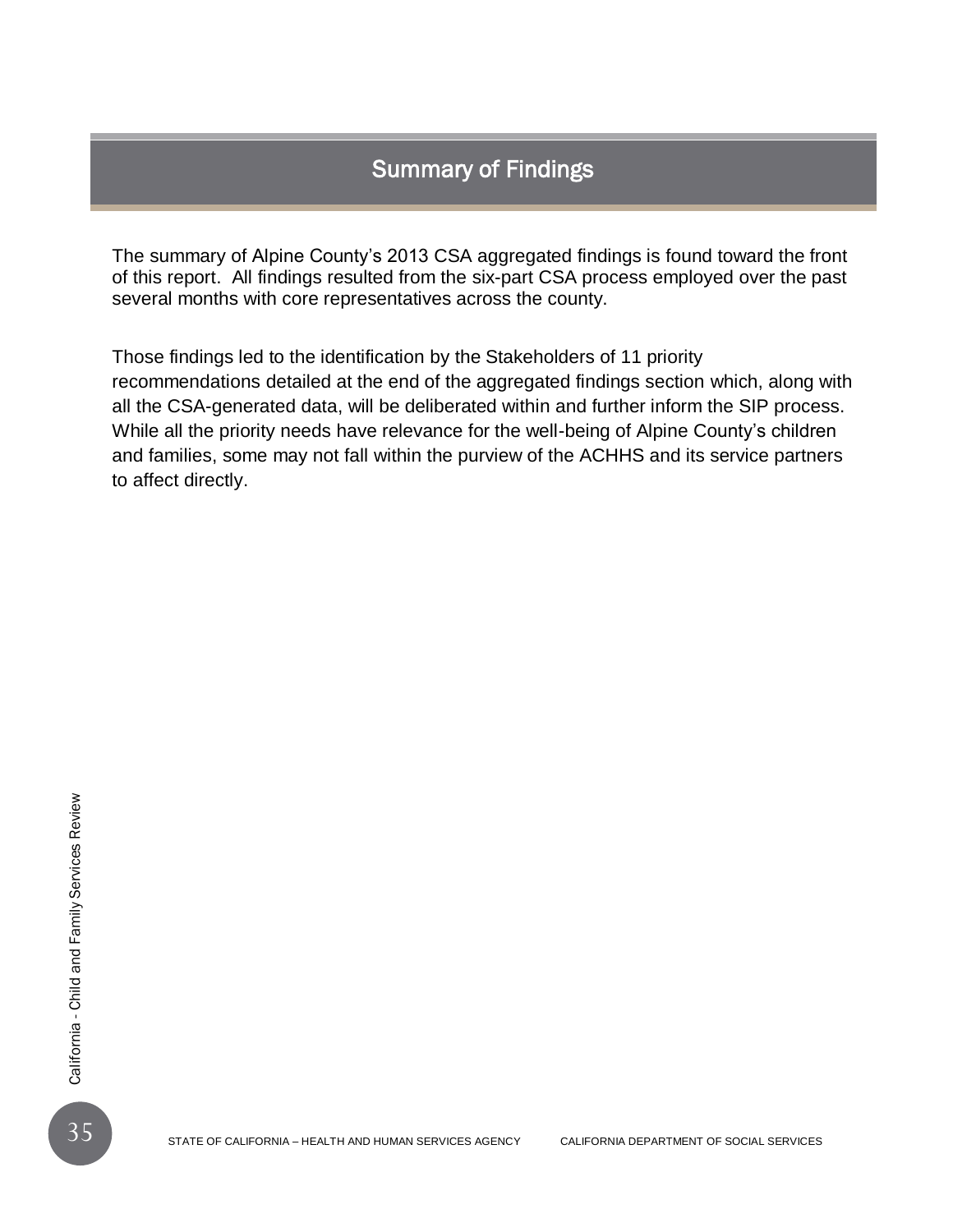# Summary of Findings

The summary of Alpine County's 2013 CSA aggregated findings is found toward the front of this report. All findings resulted from the six-part CSA process employed over the past several months with core representatives across the county.

Those findings led to the identification by the Stakeholders of 11 priority recommendations detailed at the end of the aggregated findings section which, along with all the CSA-generated data, will be deliberated within and further inform the SIP process. While all the priority needs have relevance for the well-being of Alpine County's children and families, some may not fall within the purview of the ACHHS and its service partners to affect directly.